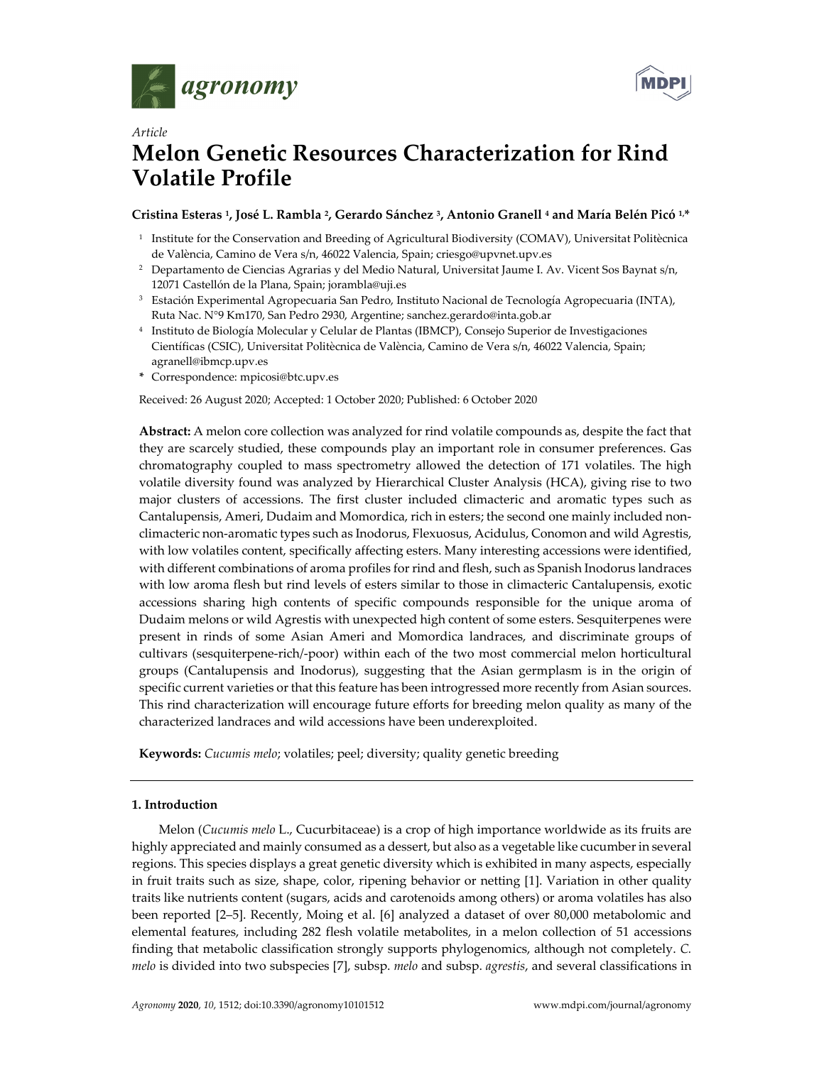Article

# Melon Genetic Resources Characterization for Rind Volatile Profile

**Cristina Esteras [1], José L. Rambla [2], Gerardo Sánchez [3], Antonio Granell [4] and María Belén Picó [1,*]**

[1] Institute for the Conservation and Breeding of Agricultural Biodiversity (COMAV), Universitat Politècnica de València, Camino de Vera s/n, 46022 Valencia, Spain; criesgo@upvnet.upv.es

[2] Departamento de Ciencias Agrarias y del Medio Natural, Universitat Jaume I. Av. Vicent Sos Baynat s/n, 12071 Castellón de la Plana, Spain; jorambla@uji.es

[3] Estación Experimental Agropecuaria San Pedro, Instituto Nacional de Tecnología Agropecuaria (INTA), Ruta Nac. N°9 Km170, San Pedro 2930, Argentine; sanchez.gerardo@inta.gob.ar

[4] Instituto de Biología Molecular y Celular de Plantas (IBMCP), Consejo Superior de Investigaciones Científicas (CSIC), Universitat Politècnica de València, Camino de Vera s/n, 46022 Valencia, Spain; agranell@ibmcp.upv.es

\* Correspondence: mpicosi@btc.upv.es

Received: 26 August 2020; Accepted: 1 October 2020; Published: 6 October 2020

**Abstract:** A melon core collection was analyzed for rind volatile compounds as, despite the fact that they are scarcely studied, these compounds play an important role in consumer preferences. Gas chromatography coupled to mass spectrometry allowed the detection of 171 volatiles. The high volatile diversity found was analyzed by Hierarchical Cluster Analysis (HCA), giving rise to two major clusters of accessions. The first cluster included climacteric and aromatic types such as Cantalupensis, Ameri, Dudaim and Momordica, rich in esters; the second one mainly included non-climacteric non-aromatic types such as Inodorus, Flexuosus, Acidulus, Conomon and wild Agrestis, with low volatiles content, specifically affecting esters. Many interesting accessions were identified, with different combinations of aroma profiles for rind and flesh, such as Spanish Inodorus landraces with low aroma flesh but rind levels of esters similar to those in climacteric Cantalupensis, exotic accessions sharing high contents of specific compounds responsible for the unique aroma of Dudaim melons or wild Agrestis with unexpected high content of some esters. Sesquiterpenes were present in rinds of some Asian Ameri and Momordica landraces, and discriminate groups of cultivars (sesquiterpene-rich/-poor) within each of the two most commercial melon horticultural groups (Cantalupensis and Inodorus), suggesting that the Asian germplasm is in the origin of specific current varieties or that this feature has been introgressed more recently from Asian sources. This rind characterization will encourage future efforts for breeding melon quality as many of the characterized landraces and wild accessions have been underexploited.

**Keywords:** *Cucumis melo*; volatiles; peel; diversity; quality genetic breeding

## 1. Introduction

Melon (*Cucumis melo* L., Cucurbitaceae) is a crop of high importance worldwide as its fruits are highly appreciated and mainly consumed as a dessert, but also as a vegetable like cucumber in several regions. This species displays a great genetic diversity which is exhibited in many aspects, especially in fruit traits such as size, shape, color, ripening behavior or netting [1]. Variation in other quality traits like nutrients content (sugars, acids and carotenoids among others) or aroma volatiles has also been reported [2–5]. Recently, Moing et al. [6] analyzed a dataset of over 80,000 metabolomic and elemental features, including 282 flesh volatile metabolites, in a melon collection of 51 accessions finding that metabolic classification strongly supports phylogenomics, although not completely. *C. melo* is divided into two subspecies [7], subsp. *melo* and subsp. *agrestis*, and several classifications in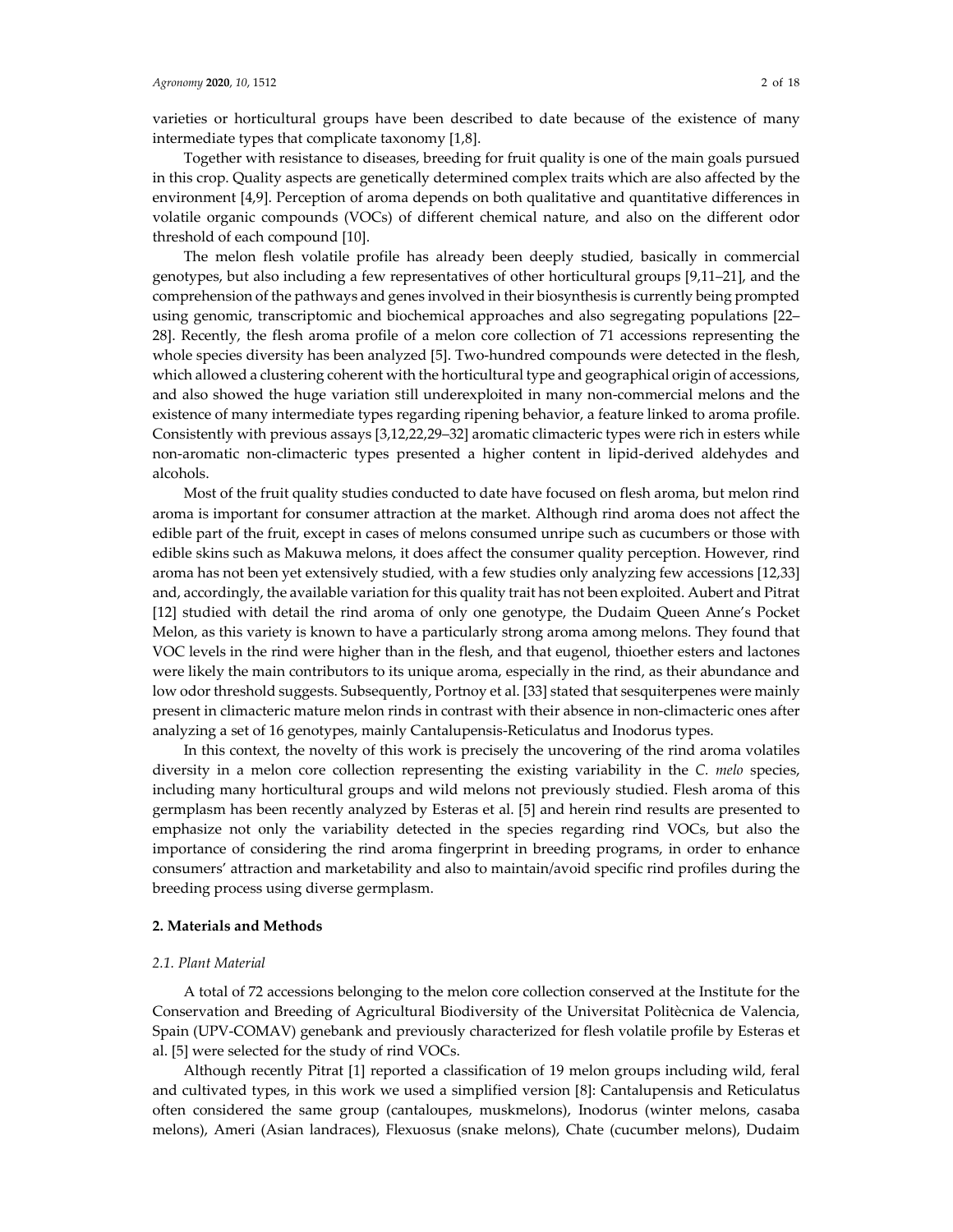varieties or horticultural groups have been described to date because of the existence of many intermediate types that complicate taxonomy [1,8].

Together with resistance to diseases, breeding for fruit quality is one of the main goals pursued in this crop. Quality aspects are genetically determined complex traits which are also affected by the environment [4,9]. Perception of aroma depends on both qualitative and quantitative differences in volatile organic compounds (VOCs) of different chemical nature, and also on the different odor threshold of each compound [10].

The melon flesh volatile profile has already been deeply studied, basically in commercial genotypes, but also including a few representatives of other horticultural groups [9,11–21], and the comprehension of the pathways and genes involved in their biosynthesis is currently being prompted using genomic, transcriptomic and biochemical approaches and also segregating populations [22–28]. Recently, the flesh aroma profile of a melon core collection of 71 accessions representing the whole species diversity has been analyzed [5]. Two-hundred compounds were detected in the flesh, which allowed a clustering coherent with the horticultural type and geographical origin of accessions, and also showed the huge variation still underexploited in many non-commercial melons and the existence of many intermediate types regarding ripening behavior, a feature linked to aroma profile. Consistently with previous assays [3,12,22,29–32] aromatic climacteric types were rich in esters while non-aromatic non-climacteric types presented a higher content in lipid-derived aldehydes and alcohols.

Most of the fruit quality studies conducted to date have focused on flesh aroma, but melon rind aroma is important for consumer attraction at the market. Although rind aroma does not affect the edible part of the fruit, except in cases of melons consumed unripe such as cucumbers or those with edible skins such as Makuwa melons, it does affect the consumer quality perception. However, rind aroma has not been yet extensively studied, with a few studies only analyzing few accessions [12,33] and, accordingly, the available variation for this quality trait has not been exploited. Aubert and Pitrat [12] studied with detail the rind aroma of only one genotype, the Dudaim Queen Anne's Pocket Melon, as this variety is known to have a particularly strong aroma among melons. They found that VOC levels in the rind were higher than in the flesh, and that eugenol, thioether esters and lactones were likely the main contributors to its unique aroma, especially in the rind, as their abundance and low odor threshold suggests. Subsequently, Portnoy et al. [33] stated that sesquiterpenes were mainly present in climacteric mature melon rinds in contrast with their absence in non-climacteric ones after analyzing a set of 16 genotypes, mainly Cantalupensis-Reticulatus and Inodorus types.

In this context, the novelty of this work is precisely the uncovering of the rind aroma volatiles diversity in a melon core collection representing the existing variability in the *C. melo* species, including many horticultural groups and wild melons not previously studied. Flesh aroma of this germplasm has been recently analyzed by Esteras et al. [5] and herein rind results are presented to emphasize not only the variability detected in the species regarding rind VOCs, but also the importance of considering the rind aroma fingerprint in breeding programs, in order to enhance consumers' attraction and marketability and also to maintain/avoid specific rind profiles during the breeding process using diverse germplasm.

## 2. Materials and Methods

### 2.1. Plant Material

A total of 72 accessions belonging to the melon core collection conserved at the Institute for the Conservation and Breeding of Agricultural Biodiversity of the Universitat Politècnica de Valencia, Spain (UPV-COMAV) genebank and previously characterized for flesh volatile profile by Esteras et al. [5] were selected for the study of rind VOCs.

Although recently Pitrat [1] reported a classification of 19 melon groups including wild, feral and cultivated types, in this work we used a simplified version [8]: Cantalupensis and Reticulatus often considered the same group (cantaloupes, muskmelons), Inodorus (winter melons, casaba melons), Ameri (Asian landraces), Flexuosus (snake melons), Chate (cucumber melons), Dudaim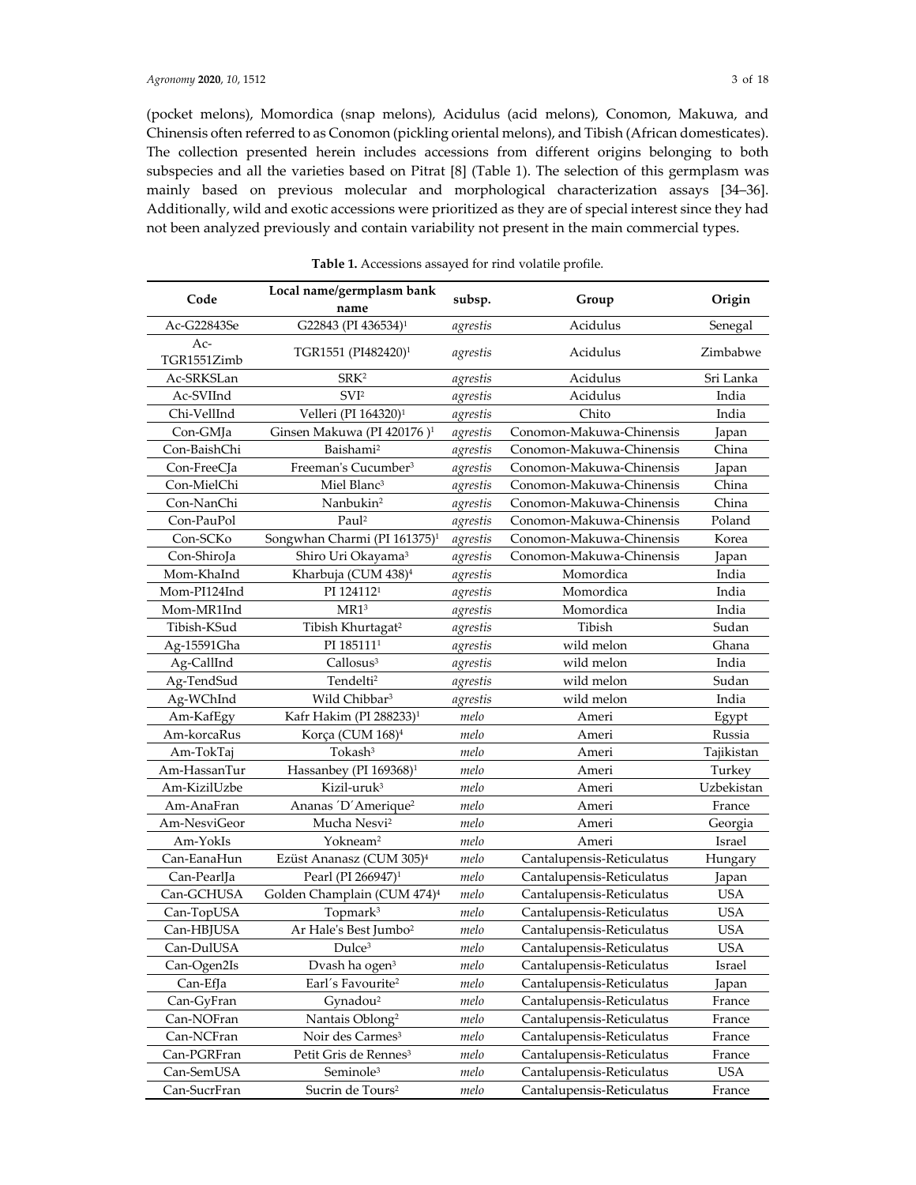(pocket melons), Momordica (snap melons), Acidulus (acid melons), Conomon, Makuwa, and Chinensis often referred to as Conomon (pickling oriental melons), and Tibish (African domesticates). The collection presented herein includes accessions from different origins belonging to both subspecies and all the varieties based on Pitrat [8] (Table 1). The selection of this germplasm was mainly based on previous molecular and morphological characterization assays [34–36]. Additionally, wild and exotic accessions were prioritized as they are of special interest since they had not been analyzed previously and contain variability not present in the main commercial types.

**Table 1.** Accessions assayed for rind volatile profile.

| Code | Local name/germplasm bank name | subsp. | Group | Origin |
|---|---|---|---|---|
| Ac-G22843Se | G22843 (PI 436534)[1] | *agrestis* | Acidulus | Senegal |
| Ac-TGR1551Zimb | TGR1551 (PI482420)[1] | *agrestis* | Acidulus | Zimbabwe |
| Ac-SRKSLan | SRK[2] | *agrestis* | Acidulus | Sri Lanka |
| Ac-SVIInd | SVI[2] | *agrestis* | Acidulus | India |
| Chi-VellInd | Velleri (PI 164320)[1] | *agrestis* | Chito | India |
| Con-GMJa | Ginsen Makuwa (PI 420176 )[1] | *agrestis* | Conomon-Makuwa-Chinensis | Japan |
| Con-BaishChi | Baishami[2] | *agrestis* | Conomon-Makuwa-Chinensis | China |
| Con-FreeCJa | Freeman's Cucumber[3] | *agrestis* | Conomon-Makuwa-Chinensis | Japan |
| Con-MielChi | Miel Blanc[3] | *agrestis* | Conomon-Makuwa-Chinensis | China |
| Con-NanChi | Nanbukin[2] | *agrestis* | Conomon-Makuwa-Chinensis | China |
| Con-PauPol | Paul[2] | *agrestis* | Conomon-Makuwa-Chinensis | Poland |
| Con-SCKo | Songwhan Charmi (PI 161375)[1] | *agrestis* | Conomon-Makuwa-Chinensis | Korea |
| Con-ShiroJa | Shiro Uri Okayama[3] | *agrestis* | Conomon-Makuwa-Chinensis | Japan |
| Mom-KhaInd | Kharbuja (CUM 438)[4] | *agrestis* | Momordica | India |
| Mom-PI124Ind | PI 124112[1] | *agrestis* | Momordica | India |
| Mom-MR1Ind | MR1[3] | *agrestis* | Momordica | India |
| Tibish-KSud | Tibish Khurtagat[2] | *agrestis* | Tibish | Sudan |
| Ag-15591Gha | PI 185111[1] | *agrestis* | wild melon | Ghana |
| Ag-CallInd | Callosus[3] | *agrestis* | wild melon | India |
| Ag-TendSud | Tendelti[2] | *agrestis* | wild melon | Sudan |
| Ag-WChInd | Wild Chibbar[3] | *agrestis* | wild melon | India |
| Am-KafEgy | Kafr Hakim (PI 288233)[1] | *melo* | Ameri | Egypt |
| Am-korcaRus | Korça (CUM 168)[4] | *melo* | Ameri | Russia |
| Am-TokTaj | Tokash[3] | *melo* | Ameri | Tajikistan |
| Am-HassanTur | Hassanbey (PI 169368)[1] | *melo* | Ameri | Turkey |
| Am-KizilUzbe | Kizil-uruk[3] | *melo* | Ameri | Uzbekistan |
| Am-AnaFran | Ananas ´D´Amerique[2] | *melo* | Ameri | France |
| Am-NesviGeor | Mucha Nesvi[2] | *melo* | Ameri | Georgia |
| Am-YokIs | Yokneam[2] | *melo* | Ameri | Israel |
| Can-EanaHun | Ezüst Ananasz (CUM 305)[4] | *melo* | Cantalupensis-Reticulatus | Hungary |
| Can-PearlJa | Pearl (PI 266947)[1] | *melo* | Cantalupensis-Reticulatus | Japan |
| Can-GCHUSA | Golden Champlain (CUM 474)[4] | *melo* | Cantalupensis-Reticulatus | USA |
| Can-TopUSA | Topmark[3] | *melo* | Cantalupensis-Reticulatus | USA |
| Can-HBJUSA | Ar Hale's Best Jumbo[2] | *melo* | Cantalupensis-Reticulatus | USA |
| Can-DulUSA | Dulce[3] | *melo* | Cantalupensis-Reticulatus | USA |
| Can-Ogen2Is | Dvash ha ogen[3] | *melo* | Cantalupensis-Reticulatus | Israel |
| Can-EfJa | Earl´s Favourite[2] | *melo* | Cantalupensis-Reticulatus | Japan |
| Can-GyFran | Gynadou[2] | *melo* | Cantalupensis-Reticulatus | France |
| Can-NOFran | Nantais Oblong[2] | *melo* | Cantalupensis-Reticulatus | France |
| Can-NCFran | Noir des Carmes[3] | *melo* | Cantalupensis-Reticulatus | France |
| Can-PGRFran | Petit Gris de Rennes[3] | *melo* | Cantalupensis-Reticulatus | France |
| Can-SemUSA | Seminole[3] | *melo* | Cantalupensis-Reticulatus | USA |
| Can-SucrFran | Sucrin de Tours[2] | *melo* | Cantalupensis-Reticulatus | France |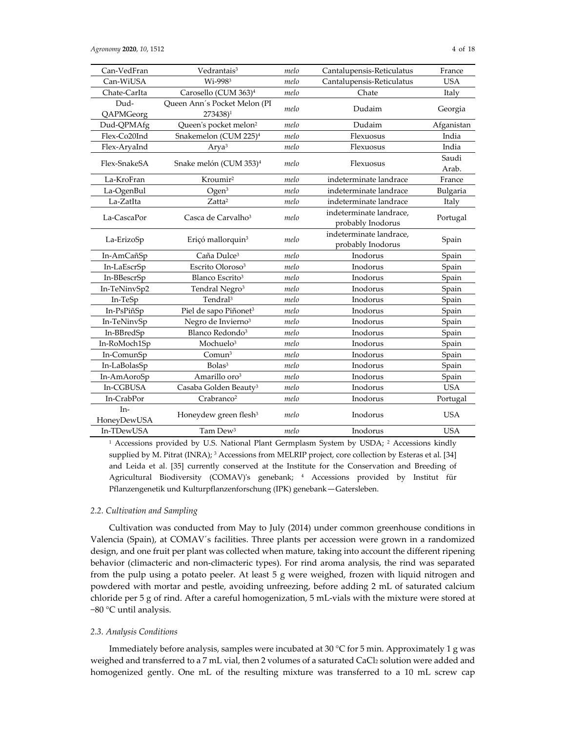| Can-VedFran | Vedrantais[3] | *melo* | Cantalupensis-Reticulatus | France |
|---|---|---|---|---|
| Can-WiUSA | Wi-998[3] | *melo* | Cantalupensis-Reticulatus | USA |
| Chate-CarIta | Carosello (CUM 363)[4] | *melo* | Chate | Italy |
| Dud-QAPMGeorg | Queen Ann´s Pocket Melon (PI 273438)[1] | *melo* | Dudaim | Georgia |
| Dud-QPMAfg | Queen's pocket melon[2] | *melo* | Dudaim | Afganistan |
| Flex-Co20Ind | Snakemelon (CUM 225)[4] | *melo* | Flexuosus | India |
| Flex-AryaInd | Arya[3] | *melo* | Flexuosus | India |
| Flex-SnakeSA | Snake melón (CUM 353)[4] | *melo* | Flexuosus | Saudi Arab. |
| La-KroFran | Kroumir[2] | *melo* | indeterminate landrace | France |
| La-OgenBul | Ogen[3] | *melo* | indeterminate landrace | Bulgaria |
| La-ZatIta | Zatta[2] | *melo* | indeterminate landrace | Italy |
| La-CascaPor | Casca de Carvalho[3] | *melo* | indeterminate landrace, probably Inodorus | Portugal |
| La-ErizoSp | Eriçó mallorquin[3] | *melo* | indeterminate landrace, probably Inodorus | Spain |
| In-AmCañSp | Caña Dulce[3] | *melo* | Inodorus | Spain |
| In-LaEscrSp | Escrito Oloroso[3] | *melo* | Inodorus | Spain |
| In-BBescrSp | Blanco Escrito[3] | *melo* | Inodorus | Spain |
| In-TeNinvSp2 | Tendral Negro[3] | *melo* | Inodorus | Spain |
| In-TeSp | Tendral[3] | *melo* | Inodorus | Spain |
| In-PsPiñSp | Piel de sapo Piñonet[3] | *melo* | Inodorus | Spain |
| In-TeNinvSp | Negro de Invierno[3] | *melo* | Inodorus | Spain |
| In-BBredSp | Blanco Redondo[3] | *melo* | Inodorus | Spain |
| In-RoMoch1Sp | Mochuelo[3] | *melo* | Inodorus | Spain |
| In-ComunSp | Comun[3] | *melo* | Inodorus | Spain |
| In-LaBolasSp | Bolas[3] | *melo* | Inodorus | Spain |
| In-AmAoroSp | Amarillo oro[3] | *melo* | Inodorus | Spain |
| In-CGBUSA | Casaba Golden Beauty[3] | *melo* | Inodorus | USA |
| In-CrabPor | Crabranco[2] | *melo* | Inodorus | Portugal |
| In-HoneyDewUSA | Honeydew green flesh[3] | *melo* | Inodorus | USA |
| In-TDewUSA | Tam Dew[3] | *melo* | Inodorus | USA |

[1] Accessions provided by U.S. National Plant Germplasm System by USDA; [2] Accessions kindly supplied by M. Pitrat (INRA); [3] Accessions from MELRIP project, core collection by Esteras et al. [34] and Leida et al. [35] currently conserved at the Institute for the Conservation and Breeding of Agricultural Biodiversity (COMAV)'s genebank; [4] Accessions provided by Institut für Pflanzengenetik und Kulturpflanzenforschung (IPK) genebank—Gatersleben.

### *2.2. Cultivation and Sampling*

Cultivation was conducted from May to July (2014) under common greenhouse conditions in Valencia (Spain), at COMAV´s facilities. Three plants per accession were grown in a randomized design, and one fruit per plant was collected when mature, taking into account the different ripening behavior (climacteric and non-climacteric types). For rind aroma analysis, the rind was separated from the pulp using a potato peeler. At least 5 g were weighed, frozen with liquid nitrogen and powdered with mortar and pestle, avoiding unfreezing, before adding 2 mL of saturated calcium chloride per 5 g of rind. After a careful homogenization, 5 mL-vials with the mixture were stored at −80 °C until analysis.

### *2.3. Analysis Conditions*

Immediately before analysis, samples were incubated at 30 °C for 5 min. Approximately 1 g was weighed and transferred to a 7 mL vial, then 2 volumes of a saturated $CaCl_2$ solution were added and homogenized gently. One mL of the resulting mixture was transferred to a 10 mL screw cap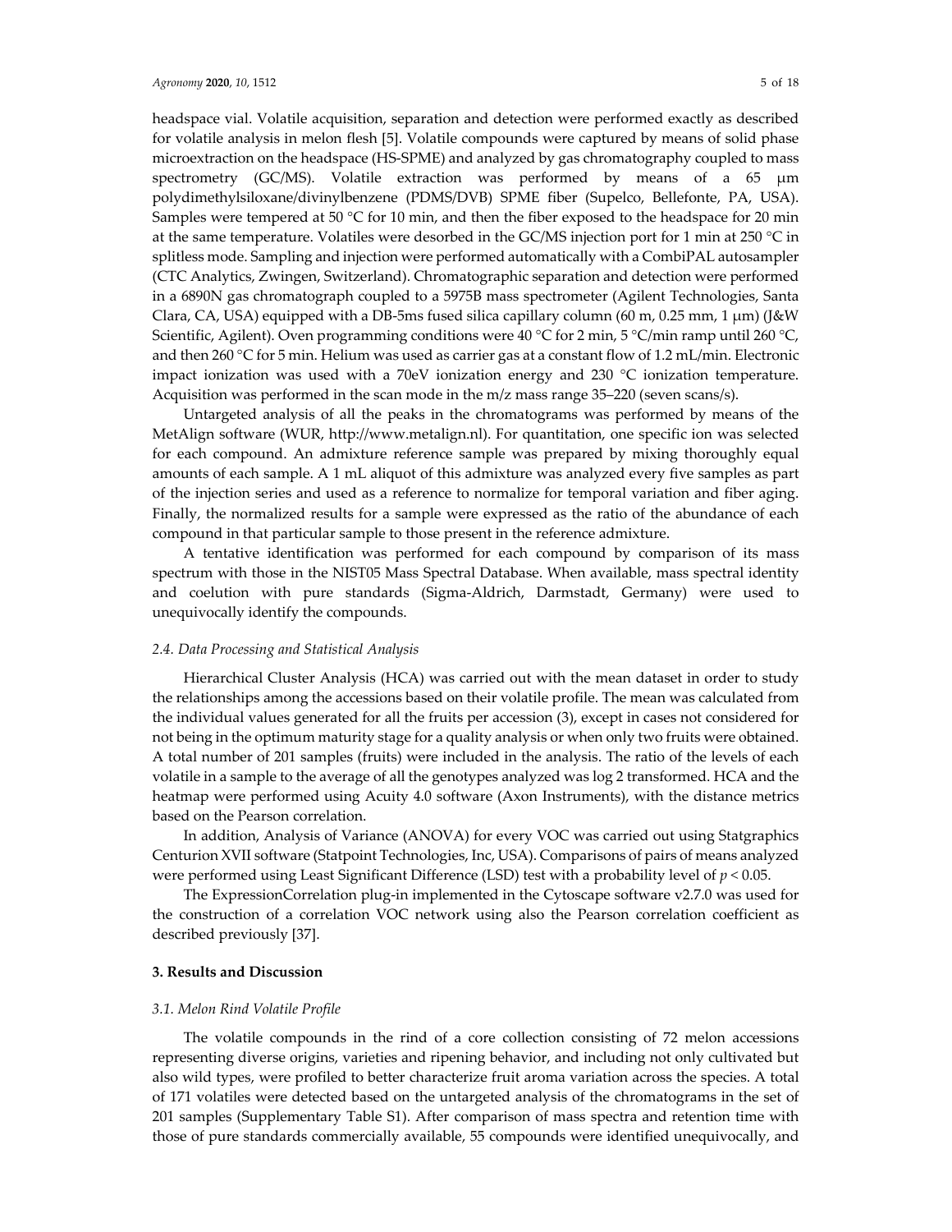headspace vial. Volatile acquisition, separation and detection were performed exactly as described for volatile analysis in melon flesh [5]. Volatile compounds were captured by means of solid phase microextraction on the headspace (HS-SPME) and analyzed by gas chromatography coupled to mass spectrometry (GC/MS). Volatile extraction was performed by means of a 65 μm polydimethylsiloxane/divinylbenzene (PDMS/DVB) SPME fiber (Supelco, Bellefonte, PA, USA). Samples were tempered at 50 °C for 10 min, and then the fiber exposed to the headspace for 20 min at the same temperature. Volatiles were desorbed in the GC/MS injection port for 1 min at 250 °C in splitless mode. Sampling and injection were performed automatically with a CombiPAL autosampler (CTC Analytics, Zwingen, Switzerland). Chromatographic separation and detection were performed in a 6890N gas chromatograph coupled to a 5975B mass spectrometer (Agilent Technologies, Santa Clara, CA, USA) equipped with a DB-5ms fused silica capillary column (60 m, 0.25 mm, 1 μm) (J&W Scientific, Agilent). Oven programming conditions were 40 °C for 2 min, 5 °C/min ramp until 260 °C, and then 260 °C for 5 min. Helium was used as carrier gas at a constant flow of 1.2 mL/min. Electronic impact ionization was used with a 70eV ionization energy and 230 °C ionization temperature. Acquisition was performed in the scan mode in the m/z mass range 35–220 (seven scans/s).

Untargeted analysis of all the peaks in the chromatograms was performed by means of the MetAlign software (WUR, http://www.metalign.nl). For quantitation, one specific ion was selected for each compound. An admixture reference sample was prepared by mixing thoroughly equal amounts of each sample. A 1 mL aliquot of this admixture was analyzed every five samples as part of the injection series and used as a reference to normalize for temporal variation and fiber aging. Finally, the normalized results for a sample were expressed as the ratio of the abundance of each compound in that particular sample to those present in the reference admixture.

A tentative identification was performed for each compound by comparison of its mass spectrum with those in the NIST05 Mass Spectral Database. When available, mass spectral identity and coelution with pure standards (Sigma-Aldrich, Darmstadt, Germany) were used to unequivocally identify the compounds.

### *2.4. Data Processing and Statistical Analysis*

Hierarchical Cluster Analysis (HCA) was carried out with the mean dataset in order to study the relationships among the accessions based on their volatile profile. The mean was calculated from the individual values generated for all the fruits per accession (3), except in cases not considered for not being in the optimum maturity stage for a quality analysis or when only two fruits were obtained. A total number of 201 samples (fruits) were included in the analysis. The ratio of the levels of each volatile in a sample to the average of all the genotypes analyzed was log 2 transformed. HCA and the heatmap were performed using Acuity 4.0 software (Axon Instruments), with the distance metrics based on the Pearson correlation.

In addition, Analysis of Variance (ANOVA) for every VOC was carried out using Statgraphics Centurion XVII software (Statpoint Technologies, Inc, USA). Comparisons of pairs of means analyzed were performed using Least Significant Difference (LSD) test with a probability level of $p < 0.05$.

The ExpressionCorrelation plug-in implemented in the Cytoscape software v2.7.0 was used for the construction of a correlation VOC network using also the Pearson correlation coefficient as described previously [37].

## 3. Results and Discussion

### *3.1. Melon Rind Volatile Profile*

The volatile compounds in the rind of a core collection consisting of 72 melon accessions representing diverse origins, varieties and ripening behavior, and including not only cultivated but also wild types, were profiled to better characterize fruit aroma variation across the species. A total of 171 volatiles were detected based on the untargeted analysis of the chromatograms in the set of 201 samples (Supplementary Table S1). After comparison of mass spectra and retention time with those of pure standards commercially available, 55 compounds were identified unequivocally, and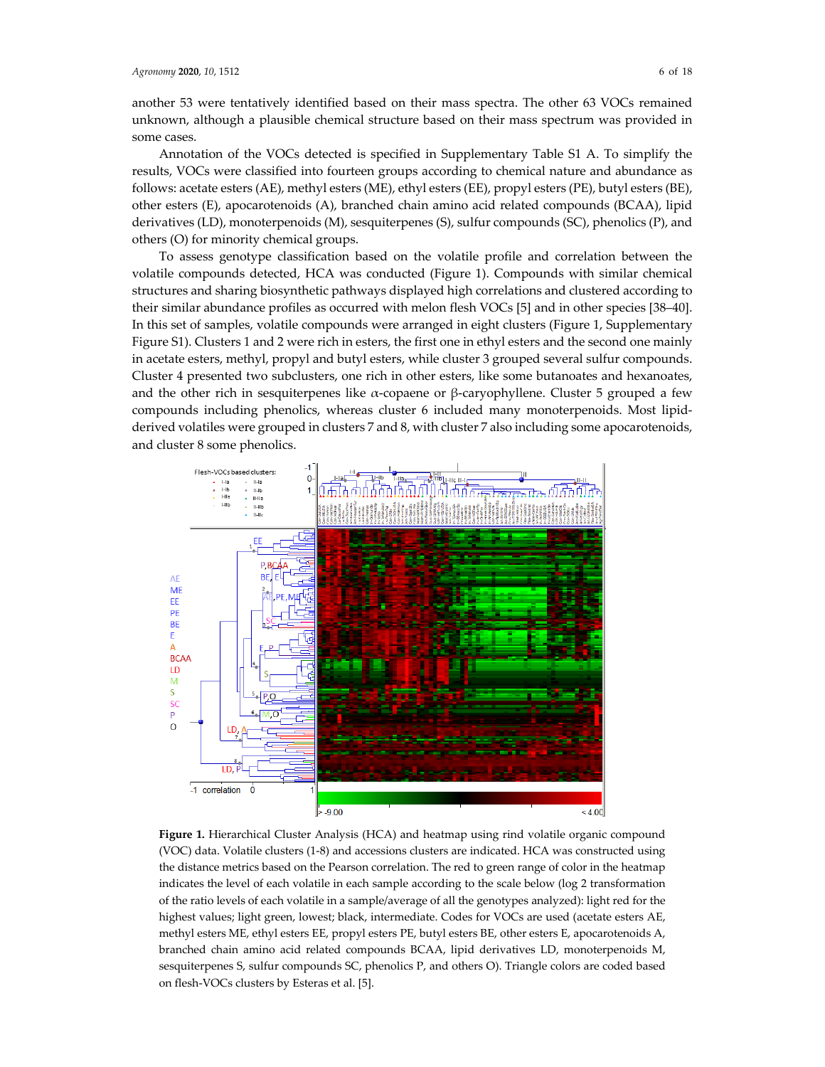another 53 were tentatively identified based on their mass spectra. The other 63 VOCs remained unknown, although a plausible chemical structure based on their mass spectrum was provided in some cases.

Annotation of the VOCs detected is specified in Supplementary Table S1 A. To simplify the results, VOCs were classified into fourteen groups according to chemical nature and abundance as follows: acetate esters (AE), methyl esters (ME), ethyl esters (EE), propyl esters (PE), butyl esters (BE), other esters (E), apocarotenoids (A), branched chain amino acid related compounds (BCAA), lipid derivatives (LD), monoterpenoids (M), sesquiterpenes (S), sulfur compounds (SC), phenolics (P), and others (O) for minority chemical groups.

To assess genotype classification based on the volatile profile and correlation between the volatile compounds detected, HCA was conducted (Figure 1). Compounds with similar chemical structures and sharing biosynthetic pathways displayed high correlations and clustered according to their similar abundance profiles as occurred with melon flesh VOCs [5] and in other species [38–40]. In this set of samples, volatile compounds were arranged in eight clusters (Figure 1, Supplementary Figure S1). Clusters 1 and 2 were rich in esters, the first one in ethyl esters and the second one mainly in acetate esters, methyl, propyl and butyl esters, while cluster 3 grouped several sulfur compounds. Cluster 4 presented two subclusters, one rich in other esters, like some butanoates and hexanoates, and the other rich in sesquiterpenes like α-copaene or β-caryophyllene. Cluster 5 grouped a few compounds including phenolics, whereas cluster 6 included many monoterpenoids. Most lipid-derived volatiles were grouped in clusters 7 and 8, with cluster 7 also including some apocarotenoids, and cluster 8 some phenolics.

**Figure 1.** Hierarchical Cluster Analysis (HCA) and heatmap using rind volatile organic compound (VOC) data. Volatile clusters (1-8) and accessions clusters are indicated. HCA was constructed using the distance metrics based on the Pearson correlation. The red to green range of color in the heatmap indicates the level of each volatile in each sample according to the scale below (log 2 transformation of the ratio levels of each volatile in a sample/average of all the genotypes analyzed): light red for the highest values; light green, lowest; black, intermediate. Codes for VOCs are used (acetate esters AE, methyl esters ME, ethyl esters EE, propyl esters PE, butyl esters BE, other esters E, apocarotenoids A, branched chain amino acid related compounds BCAA, lipid derivatives LD, monoterpenoids M, sesquiterpenes S, sulfur compounds SC, phenolics P, and others O). Triangle colors are coded based on flesh-VOCs clusters by Esteras et al. [5].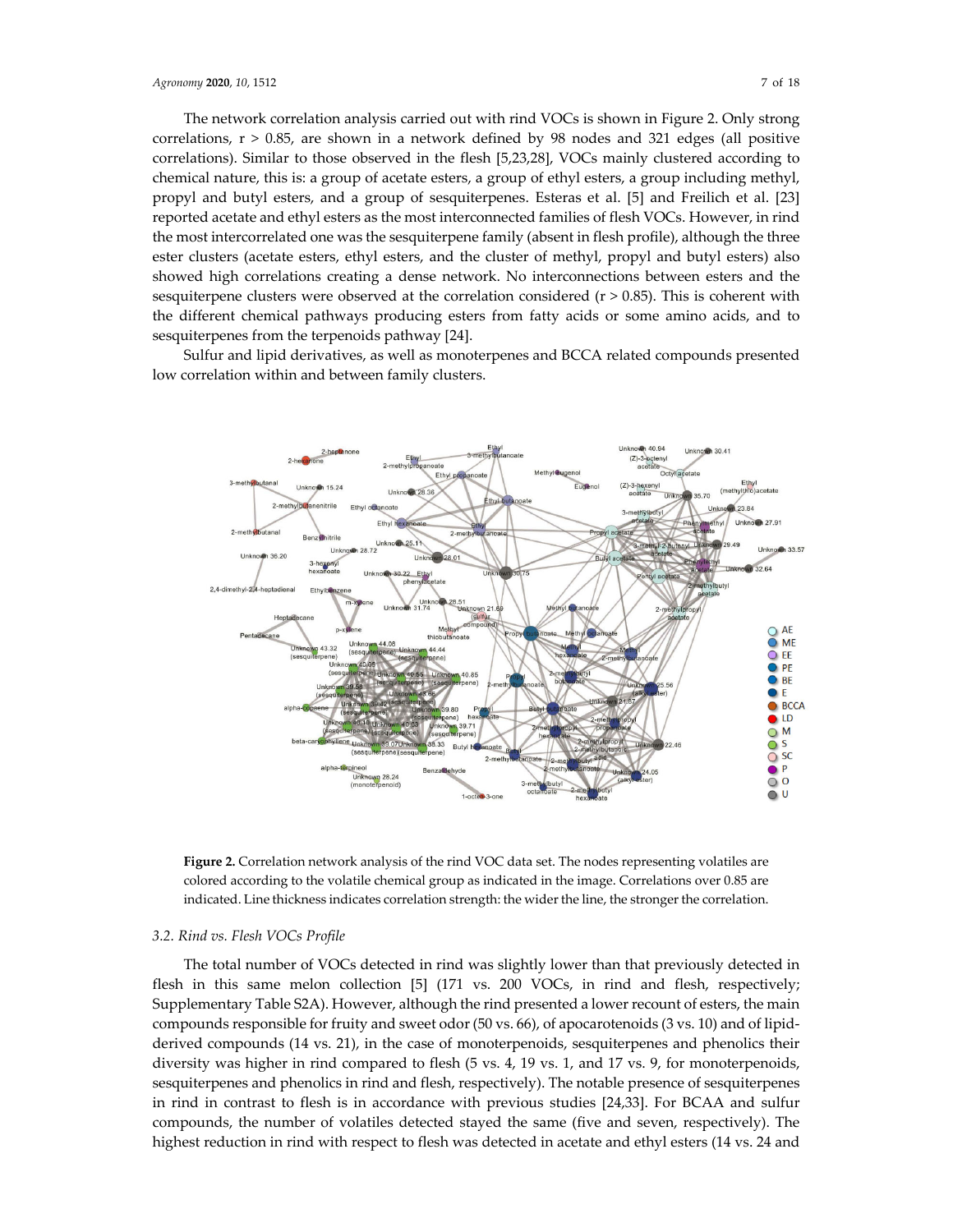The network correlation analysis carried out with rind VOCs is shown in Figure 2. Only strong correlations, $r > 0.85$, are shown in a network defined by 98 nodes and 321 edges (all positive correlations). Similar to those observed in the flesh [5,23,28], VOCs mainly clustered according to chemical nature, this is: a group of acetate esters, a group of ethyl esters, a group including methyl, propyl and butyl esters, and a group of sesquiterpenes. Esteras et al. [5] and Freilich et al. [23] reported acetate and ethyl esters as the most interconnected families of flesh VOCs. However, in rind the most intercorrelated one was the sesquiterpene family (absent in flesh profile), although the three ester clusters (acetate esters, ethyl esters, and the cluster of methyl, propyl and butyl esters) also showed high correlations creating a dense network. No interconnections between esters and the sesquiterpene clusters were observed at the correlation considered ($r > 0.85$). This is coherent with the different chemical pathways producing esters from fatty acids or some amino acids, and to sesquiterpenes from the terpenoids pathway [24].

Sulfur and lipid derivatives, as well as monoterpenes and BCCA related compounds presented low correlation within and between family clusters.

**Figure 2.** Correlation network analysis of the rind VOC data set. The nodes representing volatiles are colored according to the volatile chemical group as indicated in the image. Correlations over 0.85 are indicated. Line thickness indicates correlation strength: the wider the line, the stronger the correlation.

### 3.2. Rind vs. Flesh VOCs Profile

The total number of VOCs detected in rind was slightly lower than that previously detected in flesh in this same melon collection [5] (171 vs. 200 VOCs, in rind and flesh, respectively; Supplementary Table S2A). However, although the rind presented a lower recount of esters, the main compounds responsible for fruity and sweet odor (50 vs. 66), of apocarotenoids (3 vs. 10) and of lipid-derived compounds (14 vs. 21), in the case of monoterpenoids, sesquiterpenes and phenolics their diversity was higher in rind compared to flesh (5 vs. 4, 19 vs. 1, and 17 vs. 9, for monoterpenoids, sesquiterpenes and phenolics in rind and flesh, respectively). The notable presence of sesquiterpenes in rind in contrast to flesh is in accordance with previous studies [24,33]. For BCAA and sulfur compounds, the number of volatiles detected stayed the same (five and seven, respectively). The highest reduction in rind with respect to flesh was detected in acetate and ethyl esters (14 vs. 24 and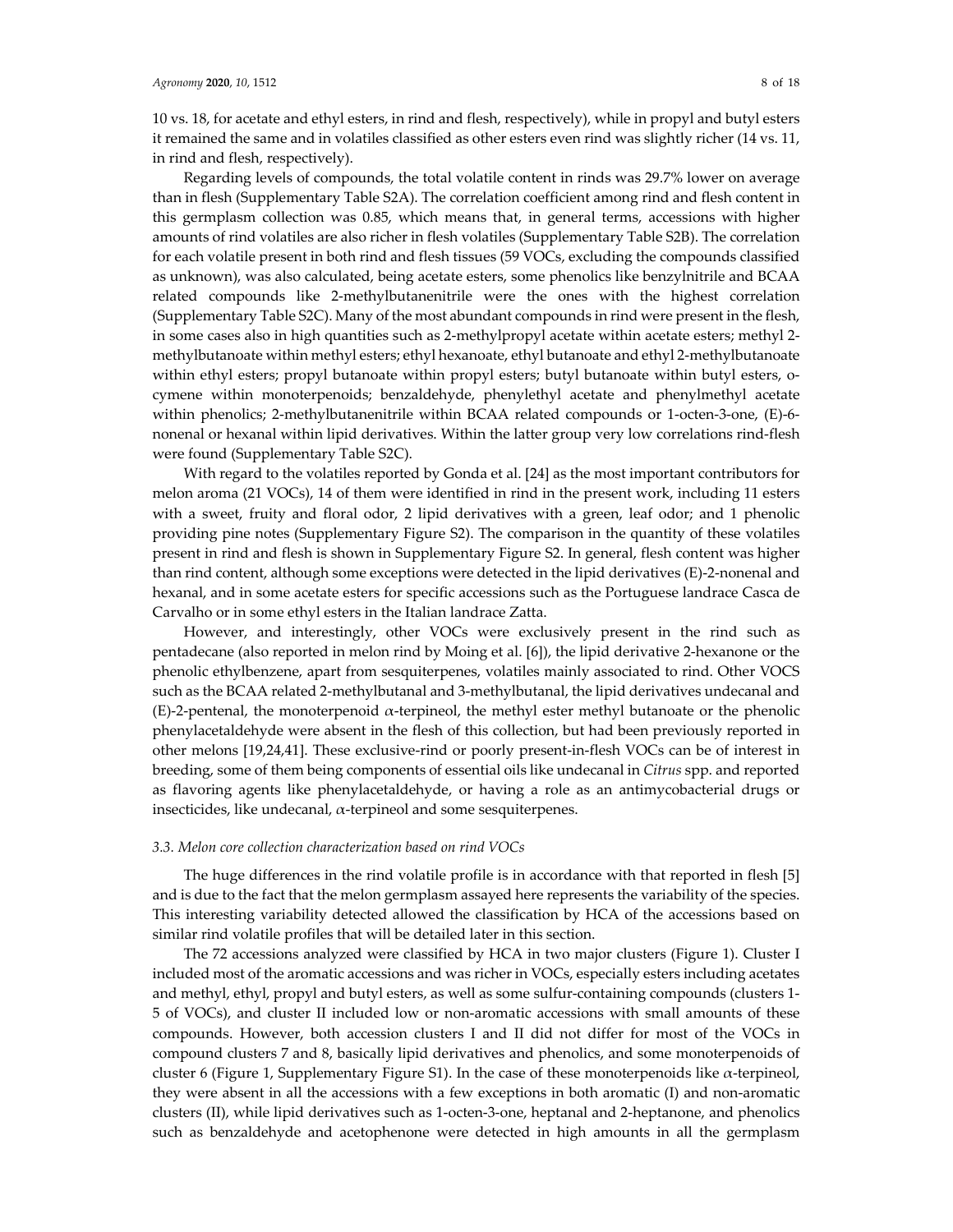10 vs. 18, for acetate and ethyl esters, in rind and flesh, respectively), while in propyl and butyl esters it remained the same and in volatiles classified as other esters even rind was slightly richer (14 vs. 11, in rind and flesh, respectively).

Regarding levels of compounds, the total volatile content in rinds was 29.7% lower on average than in flesh (Supplementary Table S2A). The correlation coefficient among rind and flesh content in this germplasm collection was 0.85, which means that, in general terms, accessions with higher amounts of rind volatiles are also richer in flesh volatiles (Supplementary Table S2B). The correlation for each volatile present in both rind and flesh tissues (59 VOCs, excluding the compounds classified as unknown), was also calculated, being acetate esters, some phenolics like benzylnitrile and BCAA related compounds like 2-methylbutanenitrile were the ones with the highest correlation (Supplementary Table S2C). Many of the most abundant compounds in rind were present in the flesh, in some cases also in high quantities such as 2-methylpropyl acetate within acetate esters; methyl 2-methylbutanoate within methyl esters; ethyl hexanoate, ethyl butanoate and ethyl 2-methylbutanoate within ethyl esters; propyl butanoate within propyl esters; butyl butanoate within butyl esters, o-cymene within monoterpenoids; benzaldehyde, phenylethyl acetate and phenylmethyl acetate within phenolics; 2-methylbutanenitrile within BCAA related compounds or 1-octen-3-one, (E)-6-nonenal or hexanal within lipid derivatives. Within the latter group very low correlations rind-flesh were found (Supplementary Table S2C).

With regard to the volatiles reported by Gonda et al. [24] as the most important contributors for melon aroma (21 VOCs), 14 of them were identified in rind in the present work, including 11 esters with a sweet, fruity and floral odor, 2 lipid derivatives with a green, leaf odor; and 1 phenolic providing pine notes (Supplementary Figure S2). The comparison in the quantity of these volatiles present in rind and flesh is shown in Supplementary Figure S2. In general, flesh content was higher than rind content, although some exceptions were detected in the lipid derivatives (E)-2-nonenal and hexanal, and in some acetate esters for specific accessions such as the Portuguese landrace Casca de Carvalho or in some ethyl esters in the Italian landrace Zatta.

However, and interestingly, other VOCs were exclusively present in the rind such as pentadecane (also reported in melon rind by Moing et al. [6]), the lipid derivative 2-hexanone or the phenolic ethylbenzene, apart from sesquiterpenes, volatiles mainly associated to rind. Other VOCS such as the BCAA related 2-methylbutanal and 3-methylbutanal, the lipid derivatives undecanal and (E)-2-pentenal, the monoterpenoid α-terpineol, the methyl ester methyl butanoate or the phenolic phenylacetaldehyde were absent in the flesh of this collection, but had been previously reported in other melons [19,24,41]. These exclusive-rind or poorly present-in-flesh VOCs can be of interest in breeding, some of them being components of essential oils like undecanal in *Citrus* spp. and reported as flavoring agents like phenylacetaldehyde, or having a role as an antimycobacterial drugs or insecticides, like undecanal, α-terpineol and some sesquiterpenes.

### *3.3. Melon core collection characterization based on rind VOCs*

The huge differences in the rind volatile profile is in accordance with that reported in flesh [5] and is due to the fact that the melon germplasm assayed here represents the variability of the species. This interesting variability detected allowed the classification by HCA of the accessions based on similar rind volatile profiles that will be detailed later in this section.

The 72 accessions analyzed were classified by HCA in two major clusters (Figure 1). Cluster I included most of the aromatic accessions and was richer in VOCs, especially esters including acetates and methyl, ethyl, propyl and butyl esters, as well as some sulfur-containing compounds (clusters 1-5 of VOCs), and cluster II included low or non-aromatic accessions with small amounts of these compounds. However, both accession clusters I and II did not differ for most of the VOCs in compound clusters 7 and 8, basically lipid derivatives and phenolics, and some monoterpenoids of cluster 6 (Figure 1, Supplementary Figure S1). In the case of these monoterpenoids like α-terpineol, they were absent in all the accessions with a few exceptions in both aromatic (I) and non-aromatic clusters (II), while lipid derivatives such as 1-octen-3-one, heptanal and 2-heptanone, and phenolics such as benzaldehyde and acetophenone were detected in high amounts in all the germplasm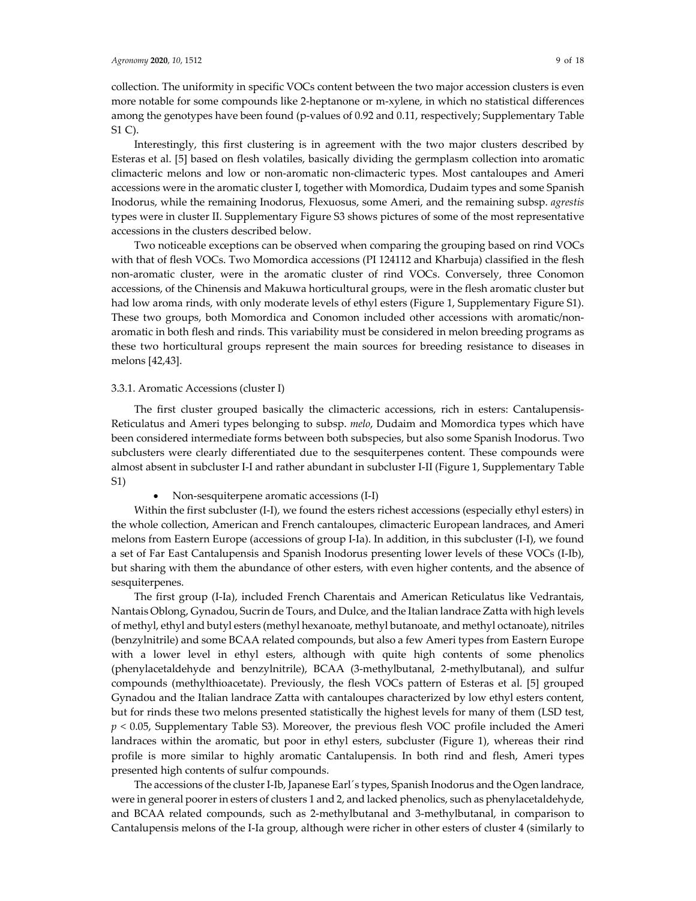collection. The uniformity in specific VOCs content between the two major accession clusters is even more notable for some compounds like 2-heptanone or m-xylene, in which no statistical differences among the genotypes have been found (p-values of 0.92 and 0.11, respectively; Supplementary Table S1 C).

Interestingly, this first clustering is in agreement with the two major clusters described by Esteras et al. [5] based on flesh volatiles, basically dividing the germplasm collection into aromatic climacteric melons and low or non-aromatic non-climacteric types. Most cantaloupes and Ameri accessions were in the aromatic cluster I, together with Momordica, Dudaim types and some Spanish Inodorus, while the remaining Inodorus, Flexuosus, some Ameri, and the remaining subsp. *agrestis* types were in cluster II. Supplementary Figure S3 shows pictures of some of the most representative accessions in the clusters described below.

Two noticeable exceptions can be observed when comparing the grouping based on rind VOCs with that of flesh VOCs. Two Momordica accessions (PI 124112 and Kharbuja) classified in the flesh non-aromatic cluster, were in the aromatic cluster of rind VOCs. Conversely, three Conomon accessions, of the Chinensis and Makuwa horticultural groups, were in the flesh aromatic cluster but had low aroma rinds, with only moderate levels of ethyl esters (Figure 1, Supplementary Figure S1). These two groups, both Momordica and Conomon included other accessions with aromatic/non-aromatic in both flesh and rinds. This variability must be considered in melon breeding programs as these two horticultural groups represent the main sources for breeding resistance to diseases in melons [42,43].

#### 3.3.1. Aromatic Accessions (cluster I)

The first cluster grouped basically the climacteric accessions, rich in esters: Cantalupensis-Reticulatus and Ameri types belonging to subsp. *melo*, Dudaim and Momordica types which have been considered intermediate forms between both subspecies, but also some Spanish Inodorus. Two subclusters were clearly differentiated due to the sesquiterpenes content. These compounds were almost absent in subcluster I-I and rather abundant in subcluster I-II (Figure 1, Supplementary Table S1)

- Non-sesquiterpene aromatic accessions (I-I)

Within the first subcluster (I-I), we found the esters richest accessions (especially ethyl esters) in the whole collection, American and French cantaloupes, climacteric European landraces, and Ameri melons from Eastern Europe (accessions of group I-Ia). In addition, in this subcluster (I-I), we found a set of Far East Cantalupensis and Spanish Inodorus presenting lower levels of these VOCs (I-Ib), but sharing with them the abundance of other esters, with even higher contents, and the absence of sesquiterpenes.

The first group (I-Ia), included French Charentais and American Reticulatus like Vedrantais, Nantais Oblong, Gynadou, Sucrin de Tours, and Dulce, and the Italian landrace Zatta with high levels of methyl, ethyl and butyl esters (methyl hexanoate, methyl butanoate, and methyl octanoate), nitriles (benzylnitrile) and some BCAA related compounds, but also a few Ameri types from Eastern Europe with a lower level in ethyl esters, although with quite high contents of some phenolics (phenylacetaldehyde and benzylnitrile), BCAA (3-methylbutanal, 2-methylbutanal), and sulfur compounds (methylthioacetate). Previously, the flesh VOCs pattern of Esteras et al. [5] grouped Gynadou and the Italian landrace Zatta with cantaloupes characterized by low ethyl esters content, but for rinds these two melons presented statistically the highest levels for many of them (LSD test, $p < 0.05$, Supplementary Table S3). Moreover, the previous flesh VOC profile included the Ameri landraces within the aromatic, but poor in ethyl esters, subcluster (Figure 1), whereas their rind profile is more similar to highly aromatic Cantalupensis. In both rind and flesh, Ameri types presented high contents of sulfur compounds.

The accessions of the cluster I-Ib, Japanese Earl´s types, Spanish Inodorus and the Ogen landrace, were in general poorer in esters of clusters 1 and 2, and lacked phenolics, such as phenylacetaldehyde, and BCAA related compounds, such as 2-methylbutanal and 3-methylbutanal, in comparison to Cantalupensis melons of the I-Ia group, although were richer in other esters of cluster 4 (similarly to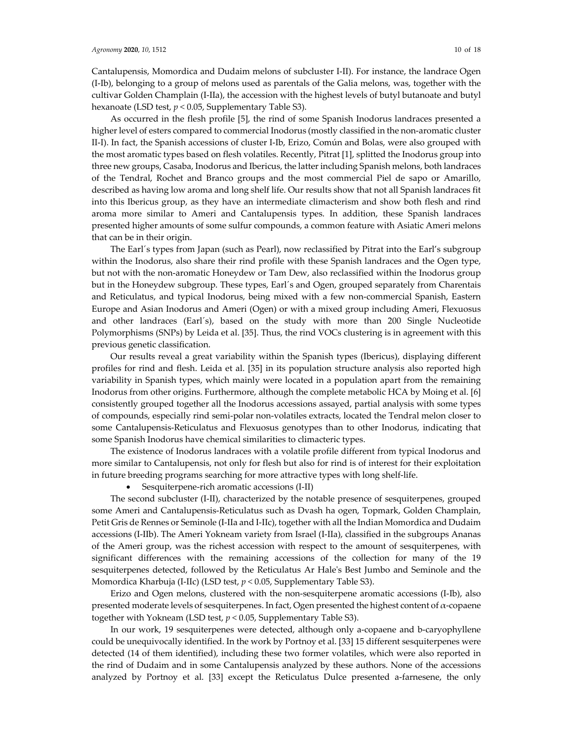Cantalupensis, Momordica and Dudaim melons of subcluster I-II). For instance, the landrace Ogen (I-Ib), belonging to a group of melons used as parentals of the Galia melons, was, together with the cultivar Golden Champlain (I-IIa), the accession with the highest levels of butyl butanoate and butyl hexanoate (LSD test, $p < 0.05$, Supplementary Table S3).

As occurred in the flesh profile [5], the rind of some Spanish Inodorus landraces presented a higher level of esters compared to commercial Inodorus (mostly classified in the non-aromatic cluster II-I). In fact, the Spanish accessions of cluster I-Ib, Erizo, Común and Bolas, were also grouped with the most aromatic types based on flesh volatiles. Recently, Pitrat [1], splitted the Inodorus group into three new groups, Casaba, Inodorus and Ibericus, the latter including Spanish melons, both landraces of the Tendral, Rochet and Branco groups and the most commercial Piel de sapo or Amarillo, described as having low aroma and long shelf life. Our results show that not all Spanish landraces fit into this Ibericus group, as they have an intermediate climacterism and show both flesh and rind aroma more similar to Ameri and Cantalupensis types. In addition, these Spanish landraces presented higher amounts of some sulfur compounds, a common feature with Asiatic Ameri melons that can be in their origin.

The Earl´s types from Japan (such as Pearl), now reclassified by Pitrat into the Earl's subgroup within the Inodorus, also share their rind profile with these Spanish landraces and the Ogen type, but not with the non-aromatic Honeydew or Tam Dew, also reclassified within the Inodorus group but in the Honeydew subgroup. These types, Earl´s and Ogen, grouped separately from Charentais and Reticulatus, and typical Inodorus, being mixed with a few non-commercial Spanish, Eastern Europe and Asian Inodorus and Ameri (Ogen) or with a mixed group including Ameri, Flexuosus and other landraces (Earl´s), based on the study with more than 200 Single Nucleotide Polymorphisms (SNPs) by Leida et al. [35]. Thus, the rind VOCs clustering is in agreement with this previous genetic classification.

Our results reveal a great variability within the Spanish types (Ibericus), displaying different profiles for rind and flesh. Leida et al. [35] in its population structure analysis also reported high variability in Spanish types, which mainly were located in a population apart from the remaining Inodorus from other origins. Furthermore, although the complete metabolic HCA by Moing et al. [6] consistently grouped together all the Inodorus accessions assayed, partial analysis with some types of compounds, especially rind semi-polar non-volatiles extracts, located the Tendral melon closer to some Cantalupensis-Reticulatus and Flexuosus genotypes than to other Inodorus, indicating that some Spanish Inodorus have chemical similarities to climacteric types.

The existence of Inodorus landraces with a volatile profile different from typical Inodorus and more similar to Cantalupensis, not only for flesh but also for rind is of interest for their exploitation in future breeding programs searching for more attractive types with long shelf-life.

- Sesquiterpene-rich aromatic accessions (I-II)

The second subcluster (I-II), characterized by the notable presence of sesquiterpenes, grouped some Ameri and Cantalupensis-Reticulatus such as Dvash ha ogen, Topmark, Golden Champlain, Petit Gris de Rennes or Seminole (I-IIa and I-IIc), together with all the Indian Momordica and Dudaim accessions (I-IIb). The Ameri Yokneam variety from Israel (I-IIa), classified in the subgroups Ananas of the Ameri group, was the richest accession with respect to the amount of sesquiterpenes, with significant differences with the remaining accessions of the collection for many of the 19 sesquiterpenes detected, followed by the Reticulatus Ar Hale's Best Jumbo and Seminole and the Momordica Kharbuja (I-IIc) (LSD test, $p < 0.05$, Supplementary Table S3).

Erizo and Ogen melons, clustered with the non-sesquiterpene aromatic accessions (I-Ib), also presented moderate levels of sesquiterpenes. In fact, Ogen presented the highest content of $\alpha$-copaene together with Yokneam (LSD test, $p < 0.05$, Supplementary Table S3).

In our work, 19 sesquiterpenes were detected, although only a-copaene and b-caryophyllene could be unequivocally identified. In the work by Portnoy et al. [33] 15 different sesquiterpenes were detected (14 of them identified), including these two former volatiles, which were also reported in the rind of Dudaim and in some Cantalupensis analyzed by these authors. None of the accessions analyzed by Portnoy et al. [33] except the Reticulatus Dulce presented a-farnesene, the only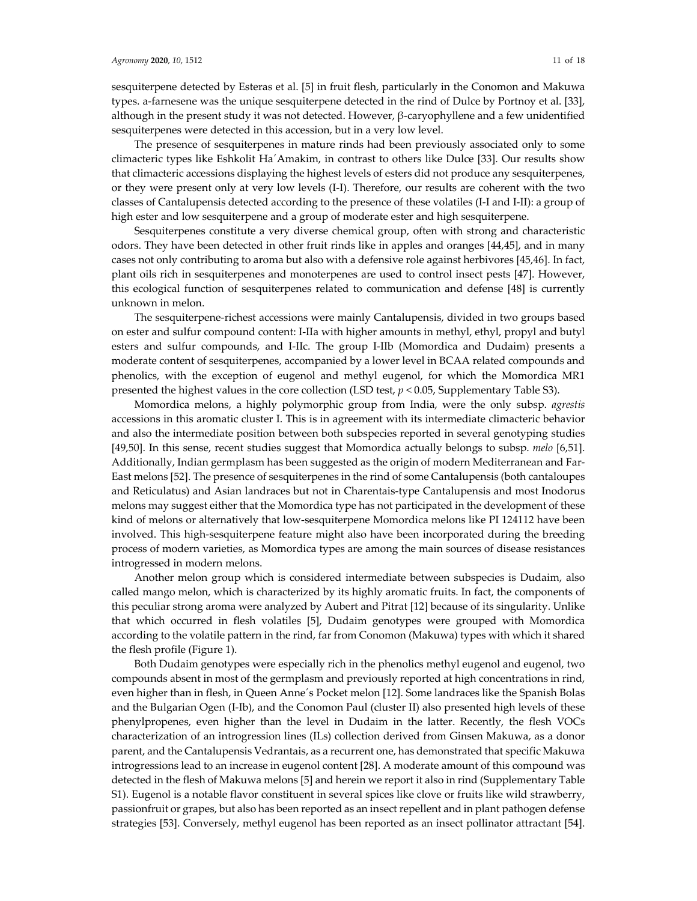sesquiterpene detected by Esteras et al. [5] in fruit flesh, particularly in the Conomon and Makuwa types. a-farnesene was the unique sesquiterpene detected in the rind of Dulce by Portnoy et al. [33], although in the present study it was not detected. However, β-caryophyllene and a few unidentified sesquiterpenes were detected in this accession, but in a very low level.

The presence of sesquiterpenes in mature rinds had been previously associated only to some climacteric types like Eshkolit Ha´Amakim, in contrast to others like Dulce [33]. Our results show that climacteric accessions displaying the highest levels of esters did not produce any sesquiterpenes, or they were present only at very low levels (I-I). Therefore, our results are coherent with the two classes of Cantalupensis detected according to the presence of these volatiles (I-I and I-II): a group of high ester and low sesquiterpene and a group of moderate ester and high sesquiterpene.

Sesquiterpenes constitute a very diverse chemical group, often with strong and characteristic odors. They have been detected in other fruit rinds like in apples and oranges [44,45], and in many cases not only contributing to aroma but also with a defensive role against herbivores [45,46]. In fact, plant oils rich in sesquiterpenes and monoterpenes are used to control insect pests [47]. However, this ecological function of sesquiterpenes related to communication and defense [48] is currently unknown in melon.

The sesquiterpene-richest accessions were mainly Cantalupensis, divided in two groups based on ester and sulfur compound content: I-IIa with higher amounts in methyl, ethyl, propyl and butyl esters and sulfur compounds, and I-IIc. The group I-IIb (Momordica and Dudaim) presents a moderate content of sesquiterpenes, accompanied by a lower level in BCAA related compounds and phenolics, with the exception of eugenol and methyl eugenol, for which the Momordica MR1 presented the highest values in the core collection (LSD test, $p < 0.05$, Supplementary Table S3).

Momordica melons, a highly polymorphic group from India, were the only subsp. *agrestis* accessions in this aromatic cluster I. This is in agreement with its intermediate climacteric behavior and also the intermediate position between both subspecies reported in several genotyping studies [49,50]. In this sense, recent studies suggest that Momordica actually belongs to subsp. *melo* [6,51]. Additionally, Indian germplasm has been suggested as the origin of modern Mediterranean and Far-East melons [52]. The presence of sesquiterpenes in the rind of some Cantalupensis (both cantaloupes and Reticulatus) and Asian landraces but not in Charentais-type Cantalupensis and most Inodorus melons may suggest either that the Momordica type has not participated in the development of these kind of melons or alternatively that low-sesquiterpene Momordica melons like PI 124112 have been involved. This high-sesquiterpene feature might also have been incorporated during the breeding process of modern varieties, as Momordica types are among the main sources of disease resistances introgressed in modern melons.

Another melon group which is considered intermediate between subspecies is Dudaim, also called mango melon, which is characterized by its highly aromatic fruits. In fact, the components of this peculiar strong aroma were analyzed by Aubert and Pitrat [12] because of its singularity. Unlike that which occurred in flesh volatiles [5], Dudaim genotypes were grouped with Momordica according to the volatile pattern in the rind, far from Conomon (Makuwa) types with which it shared the flesh profile (Figure 1).

Both Dudaim genotypes were especially rich in the phenolics methyl eugenol and eugenol, two compounds absent in most of the germplasm and previously reported at high concentrations in rind, even higher than in flesh, in Queen Anne´s Pocket melon [12]. Some landraces like the Spanish Bolas and the Bulgarian Ogen (I-Ib), and the Conomon Paul (cluster II) also presented high levels of these phenylpropenes, even higher than the level in Dudaim in the latter. Recently, the flesh VOCs characterization of an introgression lines (ILs) collection derived from Ginsen Makuwa, as a donor parent, and the Cantalupensis Vedrantais, as a recurrent one, has demonstrated that specific Makuwa introgressions lead to an increase in eugenol content [28]. A moderate amount of this compound was detected in the flesh of Makuwa melons [5] and herein we report it also in rind (Supplementary Table S1). Eugenol is a notable flavor constituent in several spices like clove or fruits like wild strawberry, passionfruit or grapes, but also has been reported as an insect repellent and in plant pathogen defense strategies [53]. Conversely, methyl eugenol has been reported as an insect pollinator attractant [54].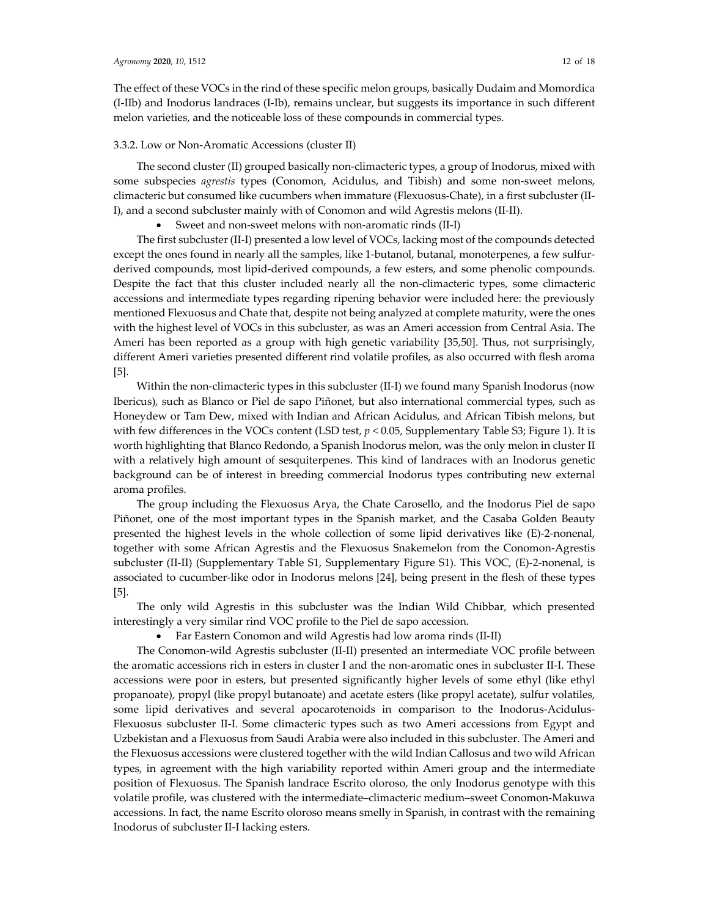The effect of these VOCs in the rind of these specific melon groups, basically Dudaim and Momordica (I-IIb) and Inodorus landraces (I-Ib), remains unclear, but suggests its importance in such different melon varieties, and the noticeable loss of these compounds in commercial types.

### 3.3.2. Low or Non-Aromatic Accessions (cluster II)

The second cluster (II) grouped basically non-climacteric types, a group of Inodorus, mixed with some subspecies *agrestis* types (Conomon, Acidulus, and Tibish) and some non-sweet melons, climacteric but consumed like cucumbers when immature (Flexuosus-Chate), in a first subcluster (II-I), and a second subcluster mainly with of Conomon and wild Agrestis melons (II-II).

- Sweet and non-sweet melons with non-aromatic rinds (II-I)

The first subcluster (II-I) presented a low level of VOCs, lacking most of the compounds detected except the ones found in nearly all the samples, like 1-butanol, butanal, monoterpenes, a few sulfur-derived compounds, most lipid-derived compounds, a few esters, and some phenolic compounds. Despite the fact that this cluster included nearly all the non-climacteric types, some climacteric accessions and intermediate types regarding ripening behavior were included here: the previously mentioned Flexuosus and Chate that, despite not being analyzed at complete maturity, were the ones with the highest level of VOCs in this subcluster, as was an Ameri accession from Central Asia. The Ameri has been reported as a group with high genetic variability [35,50]. Thus, not surprisingly, different Ameri varieties presented different rind volatile profiles, as also occurred with flesh aroma [5].

Within the non-climacteric types in this subcluster (II-I) we found many Spanish Inodorus (now Ibericus), such as Blanco or Piel de sapo Piñonet, but also international commercial types, such as Honeydew or Tam Dew, mixed with Indian and African Acidulus, and African Tibish melons, but with few differences in the VOCs content (LSD test, $p < 0.05$, Supplementary Table S3; Figure 1). It is worth highlighting that Blanco Redondo, a Spanish Inodorus melon, was the only melon in cluster II with a relatively high amount of sesquiterpenes. This kind of landraces with an Inodorus genetic background can be of interest in breeding commercial Inodorus types contributing new external aroma profiles.

The group including the Flexuosus Arya, the Chate Carosello, and the Inodorus Piel de sapo Piñonet, one of the most important types in the Spanish market, and the Casaba Golden Beauty presented the highest levels in the whole collection of some lipid derivatives like (E)-2-nonenal, together with some African Agrestis and the Flexuosus Snakemelon from the Conomon-Agrestis subcluster (II-II) (Supplementary Table S1, Supplementary Figure S1). This VOC, (E)-2-nonenal, is associated to cucumber-like odor in Inodorus melons [24], being present in the flesh of these types [5].

The only wild Agrestis in this subcluster was the Indian Wild Chibbar, which presented interestingly a very similar rind VOC profile to the Piel de sapo accession.

- Far Eastern Conomon and wild Agrestis had low aroma rinds (II-II)

The Conomon-wild Agrestis subcluster (II-II) presented an intermediate VOC profile between the aromatic accessions rich in esters in cluster I and the non-aromatic ones in subcluster II-I. These accessions were poor in esters, but presented significantly higher levels of some ethyl (like ethyl propanoate), propyl (like propyl butanoate) and acetate esters (like propyl acetate), sulfur volatiles, some lipid derivatives and several apocarotenoids in comparison to the Inodorus-Acidulus-Flexuosus subcluster II-I. Some climacteric types such as two Ameri accessions from Egypt and Uzbekistan and a Flexuosus from Saudi Arabia were also included in this subcluster. The Ameri and the Flexuosus accessions were clustered together with the wild Indian Callosus and two wild African types, in agreement with the high variability reported within Ameri group and the intermediate position of Flexuosus. The Spanish landrace Escrito oloroso, the only Inodorus genotype with this volatile profile, was clustered with the intermediate–climacteric medium–sweet Conomon-Makuwa accessions. In fact, the name Escrito oloroso means smelly in Spanish, in contrast with the remaining Inodorus of subcluster II-I lacking esters.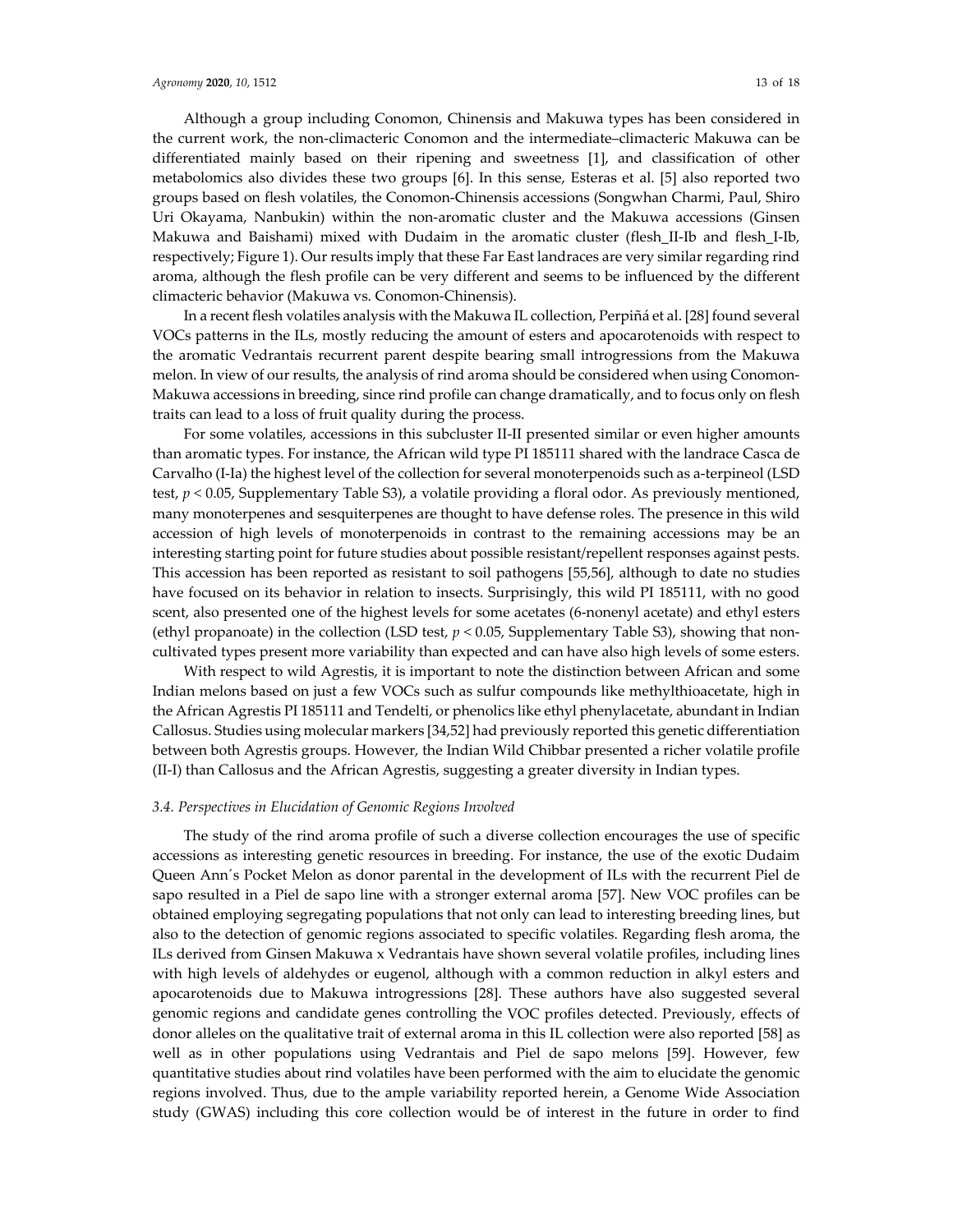Although a group including Conomon, Chinensis and Makuwa types has been considered in the current work, the non-climacteric Conomon and the intermediate–climacteric Makuwa can be differentiated mainly based on their ripening and sweetness [1], and classification of other metabolomics also divides these two groups [6]. In this sense, Esteras et al. [5] also reported two groups based on flesh volatiles, the Conomon-Chinensis accessions (Songwhan Charmi, Paul, Shiro Uri Okayama, Nanbukin) within the non-aromatic cluster and the Makuwa accessions (Ginsen Makuwa and Baishami) mixed with Dudaim in the aromatic cluster (flesh_II-Ib and flesh_I-Ib, respectively; Figure 1). Our results imply that these Far East landraces are very similar regarding rind aroma, although the flesh profile can be very different and seems to be influenced by the different climacteric behavior (Makuwa vs. Conomon-Chinensis).

In a recent flesh volatiles analysis with the Makuwa IL collection, Perpiñá et al. [28] found several VOCs patterns in the ILs, mostly reducing the amount of esters and apocarotenoids with respect to the aromatic Vedrantais recurrent parent despite bearing small introgressions from the Makuwa melon. In view of our results, the analysis of rind aroma should be considered when using Conomon-Makuwa accessions in breeding, since rind profile can change dramatically, and to focus only on flesh traits can lead to a loss of fruit quality during the process.

For some volatiles, accessions in this subcluster II-II presented similar or even higher amounts than aromatic types. For instance, the African wild type PI 185111 shared with the landrace Casca de Carvalho (I-Ia) the highest level of the collection for several monoterpenoids such as a-terpineol (LSD test, $p < 0.05$, Supplementary Table S3), a volatile providing a floral odor. As previously mentioned, many monoterpenes and sesquiterpenes are thought to have defense roles. The presence in this wild accession of high levels of monoterpenoids in contrast to the remaining accessions may be an interesting starting point for future studies about possible resistant/repellent responses against pests. This accession has been reported as resistant to soil pathogens [55,56], although to date no studies have focused on its behavior in relation to insects. Surprisingly, this wild PI 185111, with no good scent, also presented one of the highest levels for some acetates (6-nonenyl acetate) and ethyl esters (ethyl propanoate) in the collection (LSD test, $p < 0.05$, Supplementary Table S3), showing that non-cultivated types present more variability than expected and can have also high levels of some esters.

With respect to wild Agrestis, it is important to note the distinction between African and some Indian melons based on just a few VOCs such as sulfur compounds like methylthioacetate, high in the African Agrestis PI 185111 and Tendelti, or phenolics like ethyl phenylacetate, abundant in Indian Callosus. Studies using molecular markers [34,52] had previously reported this genetic differentiation between both Agrestis groups. However, the Indian Wild Chibbar presented a richer volatile profile (II-I) than Callosus and the African Agrestis, suggesting a greater diversity in Indian types.

### *3.4. Perspectives in Elucidation of Genomic Regions Involved*

The study of the rind aroma profile of such a diverse collection encourages the use of specific accessions as interesting genetic resources in breeding. For instance, the use of the exotic Dudaim Queen Ann´s Pocket Melon as donor parental in the development of ILs with the recurrent Piel de sapo resulted in a Piel de sapo line with a stronger external aroma [57]. New VOC profiles can be obtained employing segregating populations that not only can lead to interesting breeding lines, but also to the detection of genomic regions associated to specific volatiles. Regarding flesh aroma, the ILs derived from Ginsen Makuwa x Vedrantais have shown several volatile profiles, including lines with high levels of aldehydes or eugenol, although with a common reduction in alkyl esters and apocarotenoids due to Makuwa introgressions [28]. These authors have also suggested several genomic regions and candidate genes controlling the VOC profiles detected. Previously, effects of donor alleles on the qualitative trait of external aroma in this IL collection were also reported [58] as well as in other populations using Vedrantais and Piel de sapo melons [59]. However, few quantitative studies about rind volatiles have been performed with the aim to elucidate the genomic regions involved. Thus, due to the ample variability reported herein, a Genome Wide Association study (GWAS) including this core collection would be of interest in the future in order to find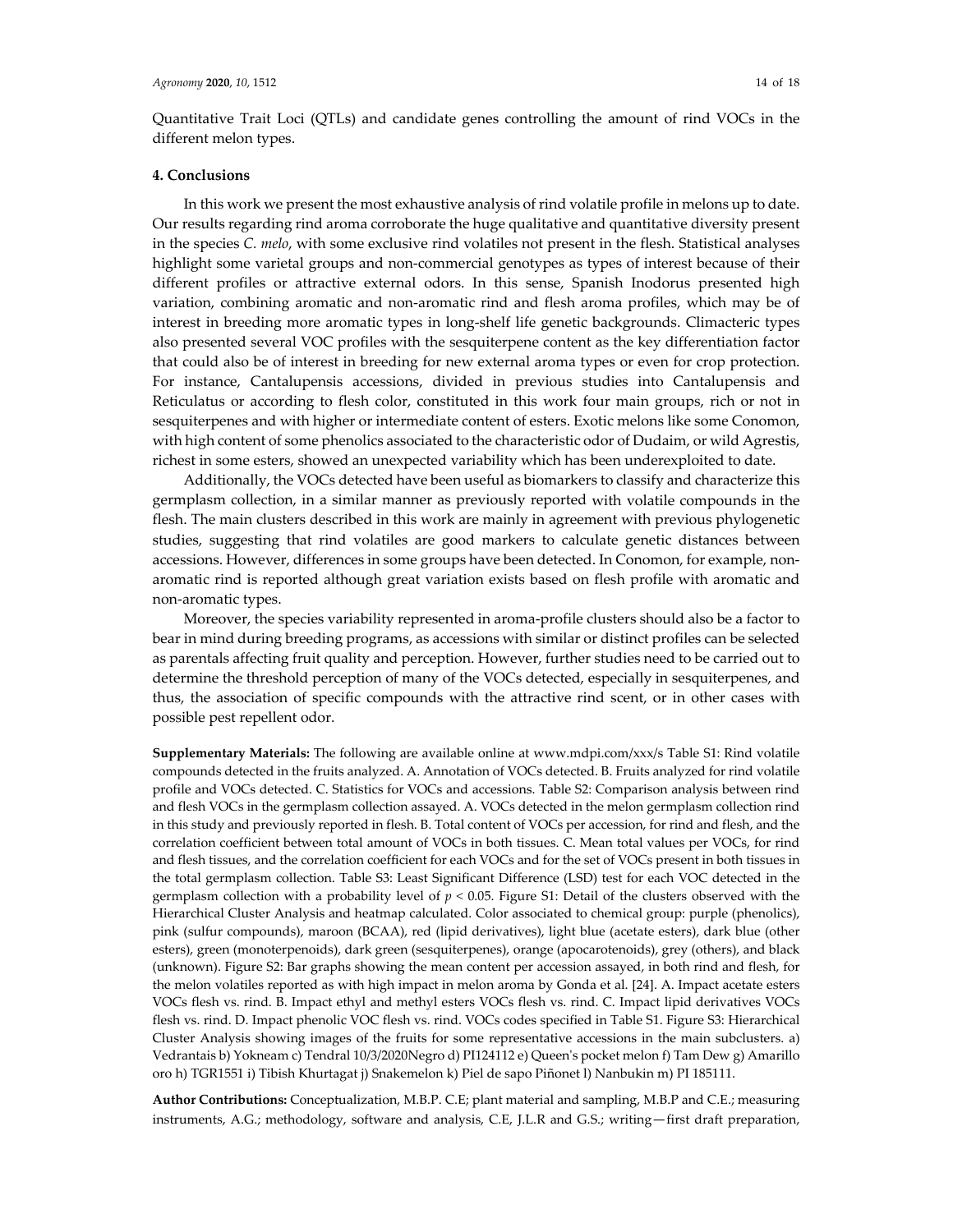Quantitative Trait Loci (QTLs) and candidate genes controlling the amount of rind VOCs in the different melon types.

## 4. Conclusions

In this work we present the most exhaustive analysis of rind volatile profile in melons up to date. Our results regarding rind aroma corroborate the huge qualitative and quantitative diversity present in the species *C. melo*, with some exclusive rind volatiles not present in the flesh. Statistical analyses highlight some varietal groups and non-commercial genotypes as types of interest because of their different profiles or attractive external odors. In this sense, Spanish Inodorus presented high variation, combining aromatic and non-aromatic rind and flesh aroma profiles, which may be of interest in breeding more aromatic types in long-shelf life genetic backgrounds. Climacteric types also presented several VOC profiles with the sesquiterpene content as the key differentiation factor that could also be of interest in breeding for new external aroma types or even for crop protection. For instance, Cantalupensis accessions, divided in previous studies into Cantalupensis and Reticulatus or according to flesh color, constituted in this work four main groups, rich or not in sesquiterpenes and with higher or intermediate content of esters. Exotic melons like some Conomon, with high content of some phenolics associated to the characteristic odor of Dudaim, or wild Agrestis, richest in some esters, showed an unexpected variability which has been underexploited to date.

Additionally, the VOCs detected have been useful as biomarkers to classify and characterize this germplasm collection, in a similar manner as previously reported with volatile compounds in the flesh. The main clusters described in this work are mainly in agreement with previous phylogenetic studies, suggesting that rind volatiles are good markers to calculate genetic distances between accessions. However, differences in some groups have been detected. In Conomon, for example, non-aromatic rind is reported although great variation exists based on flesh profile with aromatic and non-aromatic types.

Moreover, the species variability represented in aroma-profile clusters should also be a factor to bear in mind during breeding programs, as accessions with similar or distinct profiles can be selected as parentals affecting fruit quality and perception. However, further studies need to be carried out to determine the threshold perception of many of the VOCs detected, especially in sesquiterpenes, and thus, the association of specific compounds with the attractive rind scent, or in other cases with possible pest repellent odor.

**Supplementary Materials:** The following are available online at www.mdpi.com/xxx/s Table S1: Rind volatile compounds detected in the fruits analyzed. A. Annotation of VOCs detected. B. Fruits analyzed for rind volatile profile and VOCs detected. C. Statistics for VOCs and accessions. Table S2: Comparison analysis between rind and flesh VOCs in the germplasm collection assayed. A. VOCs detected in the melon germplasm collection rind in this study and previously reported in flesh. B. Total content of VOCs per accession, for rind and flesh, and the correlation coefficient between total amount of VOCs in both tissues. C. Mean total values per VOCs, for rind and flesh tissues, and the correlation coefficient for each VOCs and for the set of VOCs present in both tissues in the total germplasm collection. Table S3: Least Significant Difference (LSD) test for each VOC detected in the germplasm collection with a probability level of $p < 0.05$. Figure S1: Detail of the clusters observed with the Hierarchical Cluster Analysis and heatmap calculated. Color associated to chemical group: purple (phenolics), pink (sulfur compounds), maroon (BCAA), red (lipid derivatives), light blue (acetate esters), dark blue (other esters), green (monoterpenoids), dark green (sesquiterpenes), orange (apocarotenoids), grey (others), and black (unknown). Figure S2: Bar graphs showing the mean content per accession assayed, in both rind and flesh, for the melon volatiles reported as with high impact in melon aroma by Gonda et al. [24]. A. Impact acetate esters VOCs flesh vs. rind. B. Impact ethyl and methyl esters VOCs flesh vs. rind. C. Impact lipid derivatives VOCs flesh vs. rind. D. Impact phenolic VOC flesh vs. rind. VOCs codes specified in Table S1. Figure S3: Hierarchical Cluster Analysis showing images of the fruits for some representative accessions in the main subclusters. a) Vedrantais b) Yokneam c) Tendral 10/3/2020Negro d) PI124112 e) Queen's pocket melon f) Tam Dew g) Amarillo oro h) TGR1551 i) Tibish Khurtagat j) Snakemelon k) Piel de sapo Piñonet l) Nanbukin m) PI 185111.

**Author Contributions:** Conceptualization, M.B.P. C.E; plant material and sampling, M.B.P and C.E.; measuring instruments, A.G.; methodology, software and analysis, C.E, J.L.R and G.S.; writing—first draft preparation,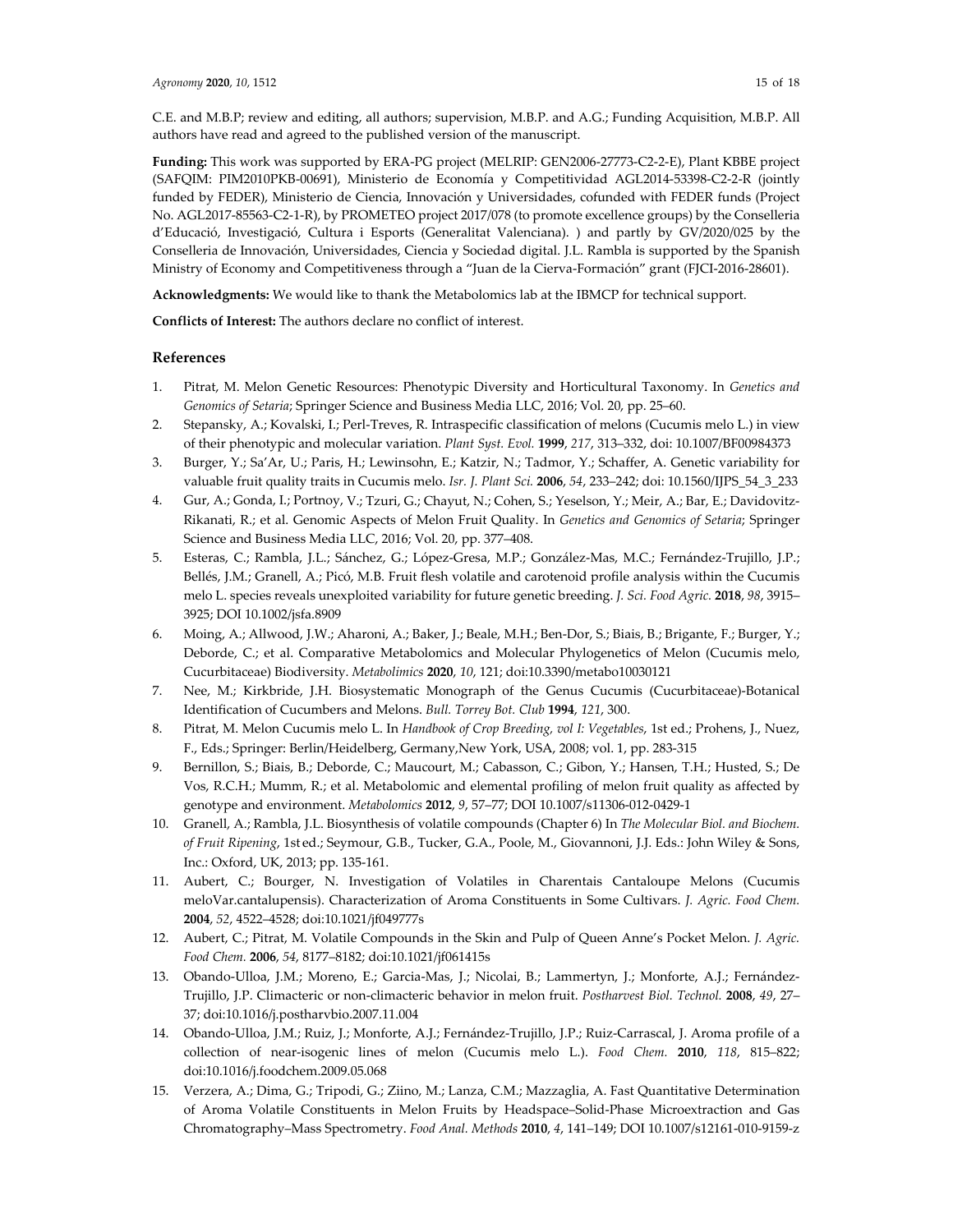C.E. and M.B.P; review and editing, all authors; supervision, M.B.P. and A.G.; Funding Acquisition, M.B.P. All authors have read and agreed to the published version of the manuscript.

**Funding:** This work was supported by ERA-PG project (MELRIP: GEN2006-27773-C2-2-E), Plant KBBE project (SAFQIM: PIM2010PKB-00691), Ministerio de Economía y Competitividad AGL2014-53398-C2-2-R (jointly funded by FEDER), Ministerio de Ciencia, Innovación y Universidades, cofunded with FEDER funds (Project No. AGL2017-85563-C2-1-R), by PROMETEO project 2017/078 (to promote excellence groups) by the Conselleria d'Educació, Investigació, Cultura i Esports (Generalitat Valenciana). ) and partly by GV/2020/025 by the Conselleria de Innovación, Universidades, Ciencia y Sociedad digital. J.L. Rambla is supported by the Spanish Ministry of Economy and Competitiveness through a "Juan de la Cierva-Formación" grant (FJCI-2016-28601).

**Acknowledgments:** We would like to thank the Metabolomics lab at the IBMCP for technical support.

**Conflicts of Interest:** The authors declare no conflict of interest.

## References

1. Pitrat, M. Melon Genetic Resources: Phenotypic Diversity and Horticultural Taxonomy. In *Genetics and Genomics of Setaria*; Springer Science and Business Media LLC, 2016; Vol. 20, pp. 25–60.
2. Stepansky, A.; Kovalski, I.; Perl-Treves, R. Intraspecific classification of melons (Cucumis melo L.) in view of their phenotypic and molecular variation. *Plant Syst. Evol.* **1999**, *217*, 313–332, doi: 10.1007/BF00984373
3. Burger, Y.; Sa'Ar, U.; Paris, H.; Lewinsohn, E.; Katzir, N.; Tadmor, Y.; Schaffer, A. Genetic variability for valuable fruit quality traits in Cucumis melo. *Isr. J. Plant Sci.* **2006**, *54*, 233–242; doi: 10.1560/IJPS_54_3_233
4. Gur, A.; Gonda, I.; Portnoy, V.; Tzuri, G.; Chayut, N.; Cohen, S.; Yeselson, Y.; Meir, A.; Bar, E.; Davidovitz-Rikanati, R.; et al. Genomic Aspects of Melon Fruit Quality. In *Genetics and Genomics of Setaria*; Springer Science and Business Media LLC, 2016; Vol. 20, pp. 377–408.
5. Esteras, C.; Rambla, J.L.; Sánchez, G.; López-Gresa, M.P.; González-Mas, M.C.; Fernández-Trujillo, J.P.; Bellés, J.M.; Granell, A.; Picó, M.B. Fruit flesh volatile and carotenoid profile analysis within the Cucumis melo L. species reveals unexploited variability for future genetic breeding. *J. Sci. Food Agric.* **2018**, *98*, 3915–3925; DOI 10.1002/jsfa.8909
6. Moing, A.; Allwood, J.W.; Aharoni, A.; Baker, J.; Beale, M.H.; Ben-Dor, S.; Biais, B.; Brigante, F.; Burger, Y.; Deborde, C.; et al. Comparative Metabolomics and Molecular Phylogenetics of Melon (Cucumis melo, Cucurbitaceae) Biodiversity. *Metabolimics* **2020**, *10*, 121; doi:10.3390/metabo10030121
7. Nee, M.; Kirkbride, J.H. Biosystematic Monograph of the Genus Cucumis (Cucurbitaceae)-Botanical Identification of Cucumbers and Melons. *Bull. Torrey Bot. Club* **1994**, *121*, 300.
8. Pitrat, M. Melon Cucumis melo L. In *Handbook of Crop Breeding, vol I: Vegetables*, 1st ed.; Prohens, J., Nuez, F., Eds.; Springer: Berlin/Heidelberg, Germany,New York, USA, 2008; vol. 1, pp. 283-315
9. Bernillon, S.; Biais, B.; Deborde, C.; Maucourt, M.; Cabasson, C.; Gibon, Y.; Hansen, T.H.; Husted, S.; De Vos, R.C.H.; Mumm, R.; et al. Metabolomic and elemental profiling of melon fruit quality as affected by genotype and environment. *Metabolomics* **2012**, *9*, 57–77; DOI 10.1007/s11306-012-0429-1
10. Granell, A.; Rambla, J.L. Biosynthesis of volatile compounds (Chapter 6) In *The Molecular Biol. and Biochem. of Fruit Ripening*, 1st ed.; Seymour, G.B., Tucker, G.A., Poole, M., Giovannoni, J.J. Eds.: John Wiley & Sons, Inc.: Oxford, UK, 2013; pp. 135-161.
11. Aubert, C.; Bourger, N. Investigation of Volatiles in Charentais Cantaloupe Melons (Cucumis meloVar.cantalupensis). Characterization of Aroma Constituents in Some Cultivars. *J. Agric. Food Chem.* **2004**, *52*, 4522–4528; doi:10.1021/jf049777s
12. Aubert, C.; Pitrat, M. Volatile Compounds in the Skin and Pulp of Queen Anne's Pocket Melon. *J. Agric. Food Chem.* **2006**, *54*, 8177–8182; doi:10.1021/jf061415s
13. Obando-Ulloa, J.M.; Moreno, E.; Garcia-Mas, J.; Nicolai, B.; Lammertyn, J.; Monforte, A.J.; Fernández-Trujillo, J.P. Climacteric or non-climacteric behavior in melon fruit. *Postharvest Biol. Technol.* **2008**, *49*, 27–37; doi:10.1016/j.postharvbio.2007.11.004
14. Obando-Ulloa, J.M.; Ruiz, J.; Monforte, A.J.; Fernández-Trujillo, J.P.; Ruiz-Carrascal, J. Aroma profile of a collection of near-isogenic lines of melon (Cucumis melo L.). *Food Chem.* **2010**, *118*, 815–822; doi:10.1016/j.foodchem.2009.05.068
15. Verzera, A.; Dima, G.; Tripodi, G.; Ziino, M.; Lanza, C.M.; Mazzaglia, A. Fast Quantitative Determination of Aroma Volatile Constituents in Melon Fruits by Headspace–Solid-Phase Microextraction and Gas Chromatography–Mass Spectrometry. *Food Anal. Methods* **2010**, *4*, 141–149; DOI 10.1007/s12161-010-9159-z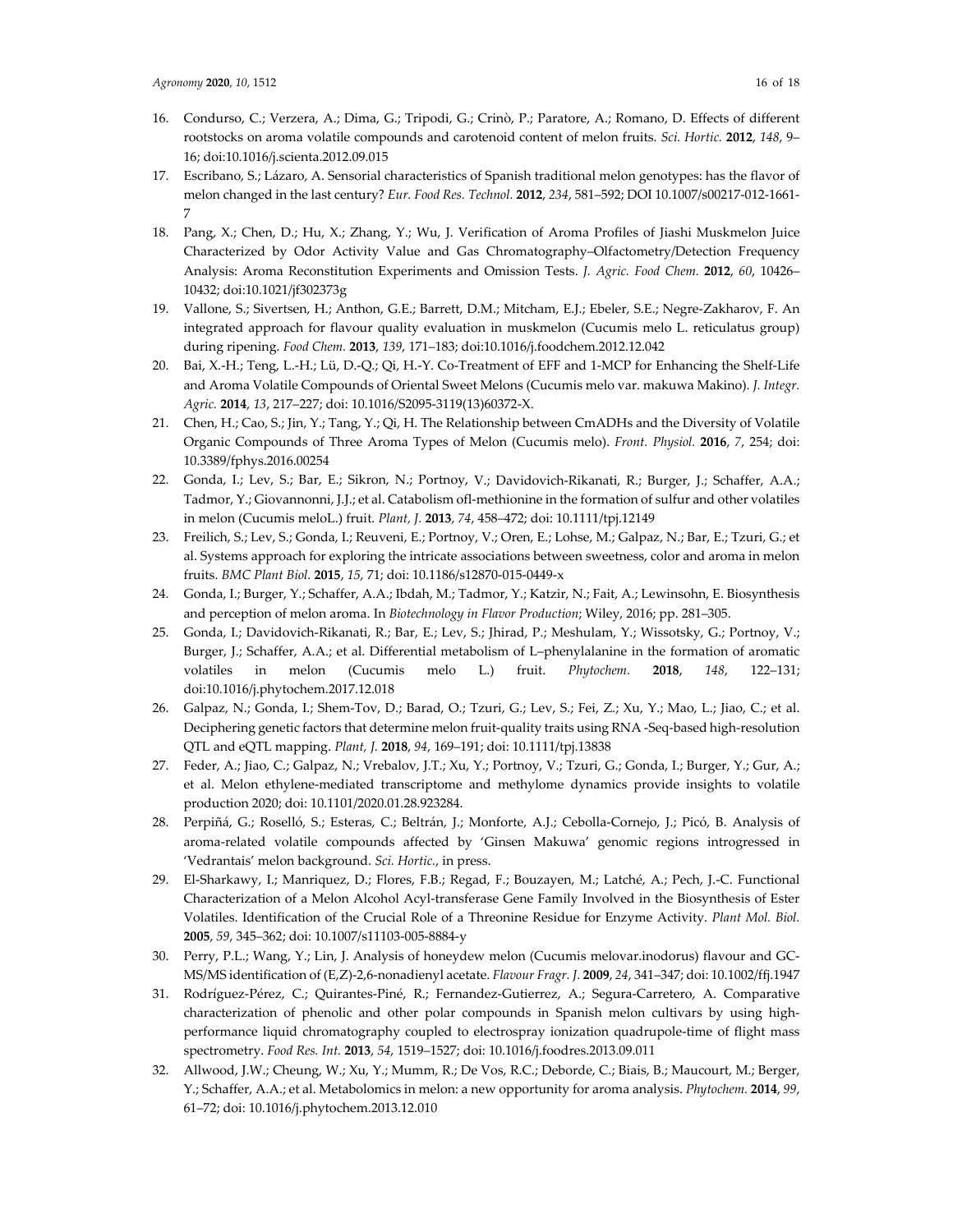16. Condurso, C.; Verzera, A.; Dima, G.; Tripodi, G.; Crinò, P.; Paratore, A.; Romano, D. Effects of different rootstocks on aroma volatile compounds and carotenoid content of melon fruits. *Sci. Hortic.* **2012**, *148*, 9–16; doi:10.1016/j.scienta.2012.09.015
17. Escribano, S.; Lázaro, A. Sensorial characteristics of Spanish traditional melon genotypes: has the flavor of melon changed in the last century? *Eur. Food Res. Technol.* **2012**, *234*, 581–592; DOI 10.1007/s00217-012-1661-7
18. Pang, X.; Chen, D.; Hu, X.; Zhang, Y.; Wu, J. Verification of Aroma Profiles of Jiashi Muskmelon Juice Characterized by Odor Activity Value and Gas Chromatography–Olfactometry/Detection Frequency Analysis: Aroma Reconstitution Experiments and Omission Tests. *J. Agric. Food Chem.* **2012**, *60*, 10426–10432; doi:10.1021/jf302373g
19. Vallone, S.; Sivertsen, H.; Anthon, G.E.; Barrett, D.M.; Mitcham, E.J.; Ebeler, S.E.; Negre-Zakharov, F. An integrated approach for flavour quality evaluation in muskmelon (Cucumis melo L. reticulatus group) during ripening. *Food Chem.* **2013**, *139*, 171–183; doi:10.1016/j.foodchem.2012.12.042
20. Bai, X.-H.; Teng, L.-H.; Lü, D.-Q.; Qi, H.-Y. Co-Treatment of EFF and 1-MCP for Enhancing the Shelf-Life and Aroma Volatile Compounds of Oriental Sweet Melons (Cucumis melo var. makuwa Makino). *J. Integr. Agric.* **2014**, *13*, 217–227; doi: 10.1016/S2095-3119(13)60372-X.
21. Chen, H.; Cao, S.; Jin, Y.; Tang, Y.; Qi, H. The Relationship between CmADHs and the Diversity of Volatile Organic Compounds of Three Aroma Types of Melon (Cucumis melo). *Front. Physiol.* **2016**, *7*, 254; doi: 10.3389/fphys.2016.00254
22. Gonda, I.; Lev, S.; Bar, E.; Sikron, N.; Portnoy, V.; Davidovich-Rikanati, R.; Burger, J.; Schaffer, A.A.; Tadmor, Y.; Giovannonni, J.J.; et al. Catabolism ofl-methionine in the formation of sulfur and other volatiles in melon (Cucumis meloL.) fruit. *Plant, J.* **2013**, *74*, 458–472; doi: 10.1111/tpj.12149
23. Freilich, S.; Lev, S.; Gonda, I.; Reuveni, E.; Portnoy, V.; Oren, E.; Lohse, M.; Galpaz, N.; Bar, E.; Tzuri, G.; et al. Systems approach for exploring the intricate associations between sweetness, color and aroma in melon fruits. *BMC Plant Biol.* **2015**, *15*, 71; doi: 10.1186/s12870-015-0449-x
24. Gonda, I.; Burger, Y.; Schaffer, A.A.; Ibdah, M.; Tadmor, Y.; Katzir, N.; Fait, A.; Lewinsohn, E. Biosynthesis and perception of melon aroma. In *Biotechnology in Flavor Production*; Wiley, 2016; pp. 281–305.
25. Gonda, I.; Davidovich-Rikanati, R.; Bar, E.; Lev, S.; Jhirad, P.; Meshulam, Y.; Wissotsky, G.; Portnoy, V.; Burger, J.; Schaffer, A.A.; et al. Differential metabolism of L–phenylalanine in the formation of aromatic volatiles in melon (Cucumis melo L.) fruit. *Phytochem.* **2018**, *148*, 122–131; doi:10.1016/j.phytochem.2017.12.018
26. Galpaz, N.; Gonda, I.; Shem-Tov, D.; Barad, O.; Tzuri, G.; Lev, S.; Fei, Z.; Xu, Y.; Mao, L.; Jiao, C.; et al. Deciphering genetic factors that determine melon fruit-quality traits using RNA -Seq-based high-resolution QTL and eQTL mapping. *Plant, J.* **2018**, *94*, 169–191; doi: 10.1111/tpj.13838
27. Feder, A.; Jiao, C.; Galpaz, N.; Vrebalov, J.T.; Xu, Y.; Portnoy, V.; Tzuri, G.; Gonda, I.; Burger, Y.; Gur, A.; et al. Melon ethylene-mediated transcriptome and methylome dynamics provide insights to volatile production 2020; doi: 10.1101/2020.01.28.923284.
28. Perpiñá, G.; Roselló, S.; Esteras, C.; Beltrán, J.; Monforte, A.J.; Cebolla-Cornejo, J.; Picó, B. Analysis of aroma-related volatile compounds affected by 'Ginsen Makuwa' genomic regions introgressed in 'Vedrantais' melon background. *Sci. Hortic.*, in press.
29. El-Sharkawy, I.; Manriquez, D.; Flores, F.B.; Regad, F.; Bouzayen, M.; Latché, A.; Pech, J.-C. Functional Characterization of a Melon Alcohol Acyl-transferase Gene Family Involved in the Biosynthesis of Ester Volatiles. Identification of the Crucial Role of a Threonine Residue for Enzyme Activity. *Plant Mol. Biol.* **2005**, *59*, 345–362; doi: 10.1007/s11103-005-8884-y
30. Perry, P.L.; Wang, Y.; Lin, J. Analysis of honeydew melon (Cucumis melovar.inodorus) flavour and GC-MS/MS identification of (E,Z)-2,6-nonadienyl acetate. *Flavour Fragr. J.* **2009**, *24*, 341–347; doi: 10.1002/ffj.1947
31. Rodríguez-Pérez, C.; Quirantes-Piné, R.; Fernandez-Gutierrez, A.; Segura-Carretero, A. Comparative characterization of phenolic and other polar compounds in Spanish melon cultivars by using high-performance liquid chromatography coupled to electrospray ionization quadrupole-time of flight mass spectrometry. *Food Res. Int.* **2013**, *54*, 1519–1527; doi: 10.1016/j.foodres.2013.09.011
32. Allwood, J.W.; Cheung, W.; Xu, Y.; Mumm, R.; De Vos, R.C.; Deborde, C.; Biais, B.; Maucourt, M.; Berger, Y.; Schaffer, A.A.; et al. Metabolomics in melon: a new opportunity for aroma analysis. *Phytochem.* **2014**, *99*, 61–72; doi: 10.1016/j.phytochem.2013.12.010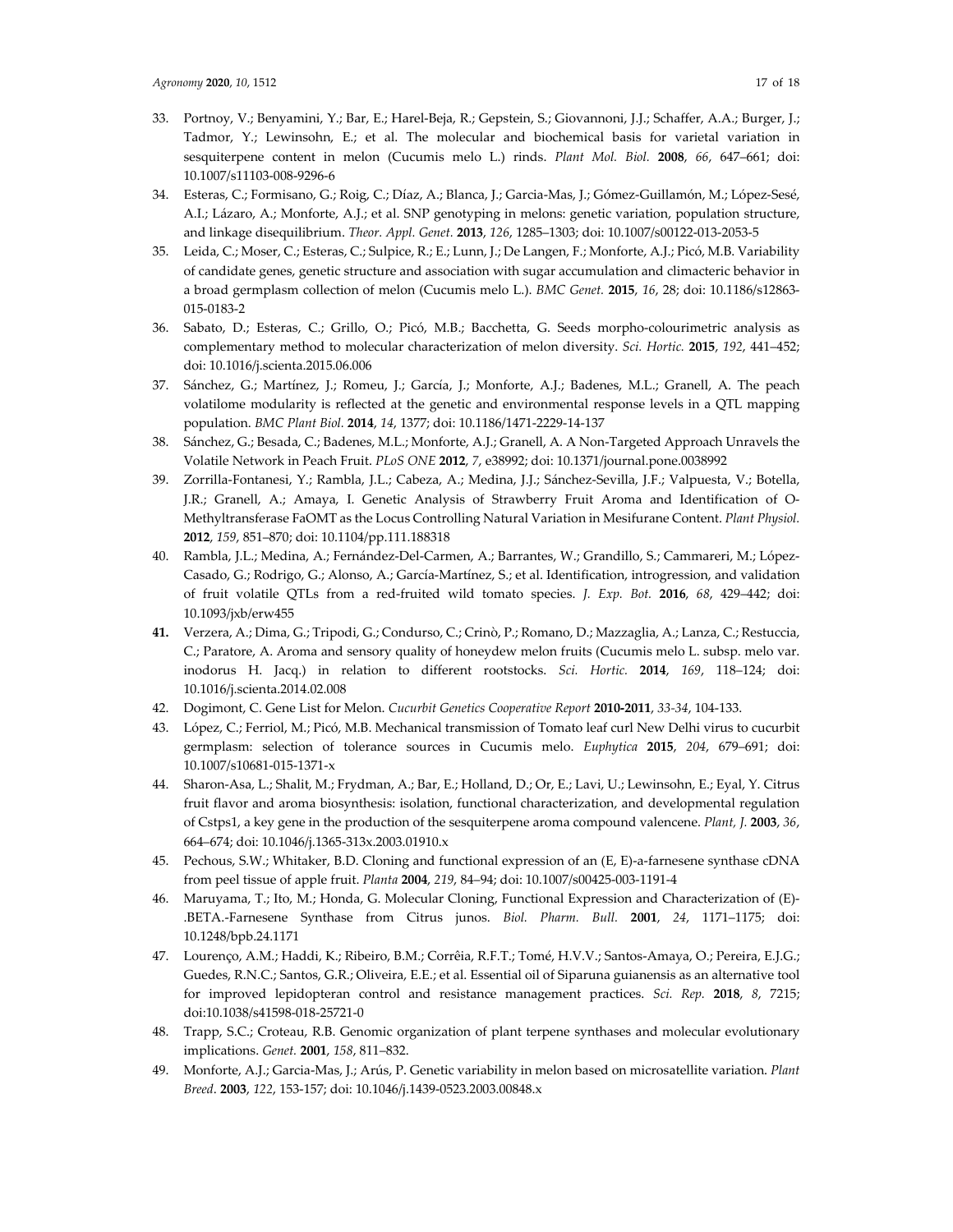33. Portnoy, V.; Benyamini, Y.; Bar, E.; Harel-Beja, R.; Gepstein, S.; Giovannoni, J.J.; Schaffer, A.A.; Burger, J.; Tadmor, Y.; Lewinsohn, E.; et al. The molecular and biochemical basis for varietal variation in sesquiterpene content in melon (Cucumis melo L.) rinds. *Plant Mol. Biol.* **2008**, *66*, 647–661; doi: 10.1007/s11103-008-9296-6
34. Esteras, C.; Formisano, G.; Roig, C.; Díaz, A.; Blanca, J.; Garcia-Mas, J.; Gómez-Guillamón, M.; López-Sesé, A.I.; Lázaro, A.; Monforte, A.J.; et al. SNP genotyping in melons: genetic variation, population structure, and linkage disequilibrium. *Theor. Appl. Genet.* **2013**, *126*, 1285–1303; doi: 10.1007/s00122-013-2053-5
35. Leida, C.; Moser, C.; Esteras, C.; Sulpice, R.; E.; Lunn, J.; De Langen, F.; Monforte, A.J.; Picó, M.B. Variability of candidate genes, genetic structure and association with sugar accumulation and climacteric behavior in a broad germplasm collection of melon (Cucumis melo L.). *BMC Genet.* **2015**, *16*, 28; doi: 10.1186/s12863-015-0183-2
36. Sabato, D.; Esteras, C.; Grillo, O.; Picó, M.B.; Bacchetta, G. Seeds morpho-colourimetric analysis as complementary method to molecular characterization of melon diversity. *Sci. Hortic.* **2015**, *192*, 441–452; doi: 10.1016/j.scienta.2015.06.006
37. Sánchez, G.; Martínez, J.; Romeu, J.; García, J.; Monforte, A.J.; Badenes, M.L.; Granell, A. The peach volatilome modularity is reflected at the genetic and environmental response levels in a QTL mapping population. *BMC Plant Biol.* **2014**, *14*, 1377; doi: 10.1186/1471-2229-14-137
38. Sánchez, G.; Besada, C.; Badenes, M.L.; Monforte, A.J.; Granell, A. A Non-Targeted Approach Unravels the Volatile Network in Peach Fruit. *PLoS ONE* **2012**, *7*, e38992; doi: 10.1371/journal.pone.0038992
39. Zorrilla-Fontanesi, Y.; Rambla, J.L.; Cabeza, A.; Medina, J.J.; Sánchez-Sevilla, J.F.; Valpuesta, V.; Botella, J.R.; Granell, A.; Amaya, I. Genetic Analysis of Strawberry Fruit Aroma and Identification of O-Methyltransferase FaOMT as the Locus Controlling Natural Variation in Mesifurane Content. *Plant Physiol.* **2012**, *159*, 851–870; doi: 10.1104/pp.111.188318
40. Rambla, J.L.; Medina, A.; Fernández-Del-Carmen, A.; Barrantes, W.; Grandillo, S.; Cammareri, M.; López-Casado, G.; Rodrigo, G.; Alonso, A.; García-Martínez, S.; et al. Identification, introgression, and validation of fruit volatile QTLs from a red-fruited wild tomato species. *J. Exp. Bot.* **2016**, *68*, 429–442; doi: 10.1093/jxb/erw455
41. Verzera, A.; Dima, G.; Tripodi, G.; Condurso, C.; Crinò, P.; Romano, D.; Mazzaglia, A.; Lanza, C.; Restuccia, C.; Paratore, A. Aroma and sensory quality of honeydew melon fruits (Cucumis melo L. subsp. melo var. inodorus H. Jacq.) in relation to different rootstocks. *Sci. Hortic.* **2014**, *169*, 118–124; doi: 10.1016/j.scienta.2014.02.008
42. Dogimont, C. Gene List for Melon. *Cucurbit Genetics Cooperative Report* **2010-2011**, *33-34*, 104-133.
43. López, C.; Ferriol, M.; Picó, M.B. Mechanical transmission of Tomato leaf curl New Delhi virus to cucurbit germplasm: selection of tolerance sources in Cucumis melo. *Euphytica* **2015**, *204*, 679–691; doi: 10.1007/s10681-015-1371-x
44. Sharon-Asa, L.; Shalit, M.; Frydman, A.; Bar, E.; Holland, D.; Or, E.; Lavi, U.; Lewinsohn, E.; Eyal, Y. Citrus fruit flavor and aroma biosynthesis: isolation, functional characterization, and developmental regulation of Cstps1, a key gene in the production of the sesquiterpene aroma compound valencene. *Plant, J.* **2003**, *36*, 664–674; doi: 10.1046/j.1365-313x.2003.01910.x
45. Pechous, S.W.; Whitaker, B.D. Cloning and functional expression of an (E, E)-a-farnesene synthase cDNA from peel tissue of apple fruit. *Planta* **2004**, *219*, 84–94; doi: 10.1007/s00425-003-1191-4
46. Maruyama, T.; Ito, M.; Honda, G. Molecular Cloning, Functional Expression and Characterization of (E)-.BETA.-Farnesene Synthase from Citrus junos. *Biol. Pharm. Bull.* **2001**, *24*, 1171–1175; doi: 10.1248/bpb.24.1171
47. Lourenço, A.M.; Haddi, K.; Ribeiro, B.M.; Corrêia, R.F.T.; Tomé, H.V.V.; Santos-Amaya, O.; Pereira, E.J.G.; Guedes, R.N.C.; Santos, G.R.; Oliveira, E.E.; et al. Essential oil of Siparuna guianensis as an alternative tool for improved lepidopteran control and resistance management practices. *Sci. Rep.* **2018**, *8*, 7215; doi:10.1038/s41598-018-25721-0
48. Trapp, S.C.; Croteau, R.B. Genomic organization of plant terpene synthases and molecular evolutionary implications. *Genet.* **2001**, *158*, 811–832.
49. Monforte, A.J.; Garcia-Mas, J.; Arús, P. Genetic variability in melon based on microsatellite variation. *Plant Breed.* **2003**, *122*, 153-157; doi: 10.1046/j.1439-0523.2003.00848.x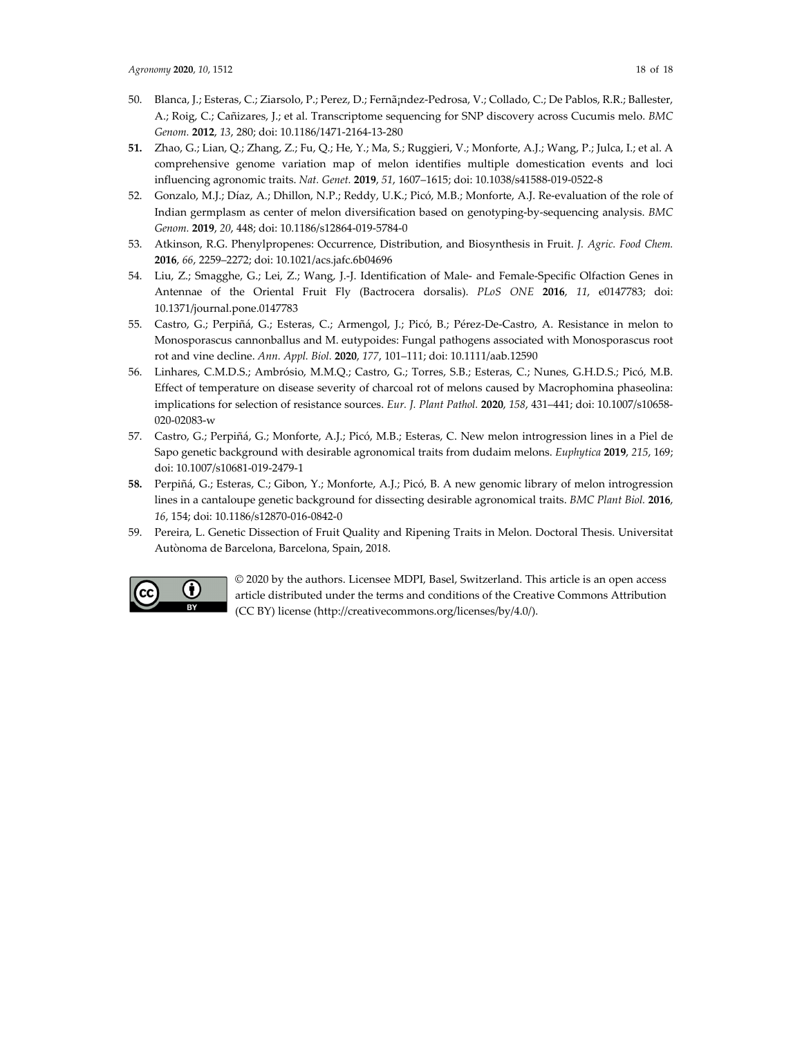50. Blanca, J.; Esteras, C.; Ziarsolo, P.; Perez, D.; Fernã¡ndez-Pedrosa, V.; Collado, C.; De Pablos, R.R.; Ballester, A.; Roig, C.; Cañizares, J.; et al. Transcriptome sequencing for SNP discovery across Cucumis melo. *BMC Genom.* **2012**, *13*, 280; doi: 10.1186/1471-2164-13-280
51. Zhao, G.; Lian, Q.; Zhang, Z.; Fu, Q.; He, Y.; Ma, S.; Ruggieri, V.; Monforte, A.J.; Wang, P.; Julca, I.; et al. A comprehensive genome variation map of melon identifies multiple domestication events and loci influencing agronomic traits. *Nat. Genet.* **2019**, *51*, 1607–1615; doi: 10.1038/s41588-019-0522-8
52. Gonzalo, M.J.; Díaz, A.; Dhillon, N.P.; Reddy, U.K.; Picó, M.B.; Monforte, A.J. Re-evaluation of the role of Indian germplasm as center of melon diversification based on genotyping-by-sequencing analysis. *BMC Genom.* **2019**, *20*, 448; doi: 10.1186/s12864-019-5784-0
53. Atkinson, R.G. Phenylpropenes: Occurrence, Distribution, and Biosynthesis in Fruit. *J. Agric. Food Chem.* **2016**, *66*, 2259–2272; doi: 10.1021/acs.jafc.6b04696
54. Liu, Z.; Smagghe, G.; Lei, Z.; Wang, J.-J. Identification of Male- and Female-Specific Olfaction Genes in Antennae of the Oriental Fruit Fly (Bactrocera dorsalis). *PLoS ONE* **2016**, *11*, e0147783; doi: 10.1371/journal.pone.0147783
55. Castro, G.; Perpiñá, G.; Esteras, C.; Armengol, J.; Picó, B.; Pérez-De-Castro, A. Resistance in melon to Monosporascus cannonballus and M. eutypoides: Fungal pathogens associated with Monosporascus root rot and vine decline. *Ann. Appl. Biol.* **2020**, *177*, 101–111; doi: 10.1111/aab.12590
56. Linhares, C.M.D.S.; Ambrósio, M.M.Q.; Castro, G.; Torres, S.B.; Esteras, C.; Nunes, G.H.D.S.; Picó, M.B. Effect of temperature on disease severity of charcoal rot of melons caused by Macrophomina phaseolina: implications for selection of resistance sources. *Eur. J. Plant Pathol.* **2020**, *158*, 431–441; doi: 10.1007/s10658-020-02083-w
57. Castro, G.; Perpiñá, G.; Monforte, A.J.; Picó, M.B.; Esteras, C. New melon introgression lines in a Piel de Sapo genetic background with desirable agronomical traits from dudaim melons. *Euphytica* **2019**, *215*, 169; doi: 10.1007/s10681-019-2479-1
58. Perpiñá, G.; Esteras, C.; Gibon, Y.; Monforte, A.J.; Picó, B. A new genomic library of melon introgression lines in a cantaloupe genetic background for dissecting desirable agronomical traits. *BMC Plant Biol.* **2016**, *16*, 154; doi: 10.1186/s12870-016-0842-0
59. Pereira, L. Genetic Dissection of Fruit Quality and Ripening Traits in Melon. Doctoral Thesis. Universitat Autònoma de Barcelona, Barcelona, Spain, 2018.

© 2020 by the authors. Licensee MDPI, Basel, Switzerland. This article is an open access article distributed under the terms and conditions of the Creative Commons Attribution (CC BY) license (http://creativecommons.org/licenses/by/4.0/).